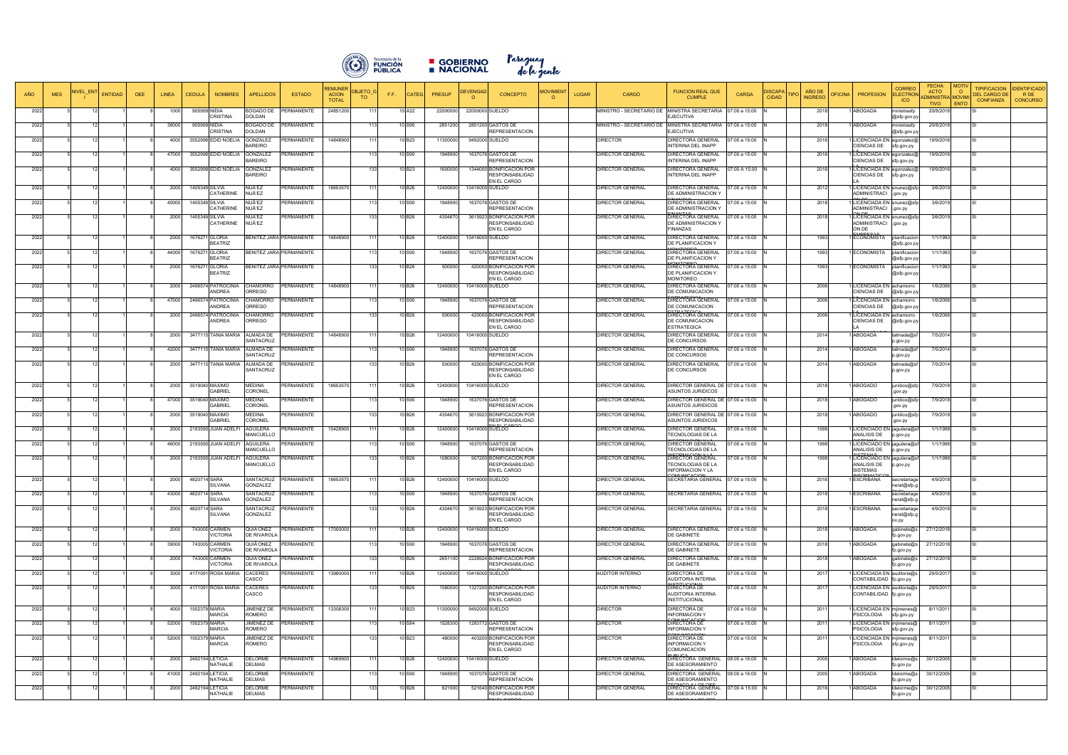| AÑO | MES | NIVEL_ENT | ENTIDAD | OEE | LINEA | CEDULA | NOMBRES | APELLIDOS | ESTADO | REMUNERACION TOTAL | OBJETO_GTO | F.F. | CATEG | PRESUP | DEVENGADO | CONCEPTO | MOVIMIENTO | LUGAR | CARGO | FUNCION REAL QUE CUMPLE | CARGA | DISCAPACIDAD | TIPO | AÑO DE INGRESO | OFICINA | PROFESION | CORREO ELECTRONICO | FECHA ACTO ADMINISTRATIVO | MOTIVO MOVIMIENTO | TIPIFICACION DEL CARGO DE CONFIANZA | IDENTIFICADOR DE CONCURSO |
|---|---|---|---|---|---|---|---|---|---|---|---|---|---|---|---|---|---|---|---|---|---|---|---|---|---|---|---|---|---|---|---|
| 2022 | 5 | 12 | 1 | 8 | 1000 | 905999 | NIDIA CRISTINA | BOGADO DE DOLDAN | PERMANENTE | 24851200 | 111 | 10 | A32 | 22000000 | 22000000 | SUELDO | | | MINISTRO - SECRETARIO DE | MINISTRA SECRETARIA EJECUTIVA | 07:00 a 15:00 | N | | 2018 | 1 | ABOGADA | ministrasfp@sfp.gov.py | 20/8/2018 | | SI | |
| 2022 | 5 | 12 | 1 | 8 | 38000 | 905999 | NIDIA CRISTINA | BOGADO DE DOLDAN | PERMANENTE | | 113 | 10 | S95 | 2851200 | 2851200 | GASTOS DE REPRESENTACION | | | MINISTRO - SECRETARIO DE | MINISTRA SECRETARIA EJECUTIVA | 07:00 a 15:00 | N | | 2018 | 1 | ABOGADA | ministrasfp@sfp.gov.py | 20/8/2018 | | SI | |
| 2022 | 5 | 12 | 1 | 8 | 4000 | 3552998 | EDID NOELIA | GONZALEZ BAREIRO | PERMANENTE | 14848900 | 111 | 10 | B23 | 11300000 | 9492000 | SUELDO | | | DIRECTOR | DIRECTORA GENERAL INTERINA DEL INAPP | 07:00 a 15:00 | N | | 2016 | 1 | LICENCIADA EN CIENCIAS DE | egonzalez@sfp.gov.py | 19/9/2016 | | SI | |
| 2022 | 5 | 12 | 1 | 8 | 47000 | 3552998 | EDID NOELIA | GONZALEZ BAREIRO | PERMANENTE | | 113 | 10 | S90 | 1948900 | 1637076 | GASTOS DE REPRESENTACION | | | DIRECTOR GENERAL | DIRECTORA GENERAL INTERINA DEL INAPP | 07:00 a 15:00 | N | | 2016 | 1 | LICENCIADA EN CIENCIAS DE | egonzalez@sfp.gov.py | 19/9/2016 | | SI | |
| 2022 | 5 | 12 | 1 | 8 | 4000 | 3552998 | EDID NOELIA | GONZALEZ BAREIRO | PERMANENTE | | 133 | 10 | B23 | 1600000 | 1344000 | BONIFICACION POR RESPONSABILIDAD EN EL CARGO | | | DIRECTOR GENERAL | DIRECTORA GENERAL INTERINA DEL INAPP | 07:00 A 15:00 | N | | 2016 | 1 | LICENCIADA EN CIENCIAS DE LA | egonzalez@sfp.gov.py | 19/9/2016 | | SI | |
| 2022 | 5 | 12 | 1 | 8 | 2000 | 1405349 | SILVIA CATHERINE | NUÑEZ NUÑEZ | PERMANENTE | 18653570 | 111 | 10 | B26 | 12400000 | 10416000 | SUELDO | | | DIRECTOR GENERAL | DIRECTORA GENERAL DE ADMINISTRACION Y FINANZAS | 07:00 a 15:00 | N | | 2012 | 1 | LICENCIADA EN ADMINISTRACI | snunez@sfp.gov.py | 3/6/2019 | | SI | |
| 2022 | 5 | 12 | 1 | 8 | 40000 | 1405349 | SILVIA CATHERINE | NUÑEZ NUÑEZ | PERMANENTE | | 113 | 10 | S90 | 1948900 | 1637076 | GASTOS DE REPRESENTACION | | | DIRECTOR GENERAL | DIRECTORA GENERAL DE ADMINISTRACION Y FINANZAS | 07:00 a 15:00 | N | | 2018 | 1 | LICENCIADA EN ADMINISTRACI | snunez@sfp.gov.py | 3/6/2019 | | SI | |
| 2022 | 5 | 12 | 1 | 8 | 2000 | 1405349 | SILVIA CATHERINE | NUÑEZ NUÑEZ | PERMANENTE | | 133 | 10 | B26 | 4304670 | 3615923 | BONIFICACION POR RESPONSABILIDAD EN EL CARGO | | | DIRECTOR GENERAL | DIRECTORA GENERAL DE ADMINISTRACION Y FINANZAS | 07:00 a 15:00 | N | | 2018 | 1 | LICENCIADA EN ADMINISTRACION DE EMPRESAS | snunez@sfp.gov.py | 3/6/2019 | | SI | |
| 2022 | 5 | 12 | 1 | 8 | 2000 | 1676271 | GLORIA BEATRIZ | BENITEZ JARA | PERMANENTE | 14848900 | 111 | 10 | B26 | 12400000 | 10416000 | SUELDO | | | DIRECTOR GENERAL | DIRECTORA GENERAL DE PLANIFICACION Y MONITOREO | 07:00 a 15:00 | N | | 1993 | 1 | ECONOMISTA | planificacion@sfp.gov.py | 1/1/1993 | | SI | |
| 2022 | 5 | 12 | 1 | 8 | 44000 | 1676271 | GLORIA BEATRIZ | BENITEZ JARA | PERMANENTE | | 113 | 10 | S90 | 1948900 | 1637076 | GASTOS DE REPRESENTACION | | | DIRECTOR GENERAL | DIRECTORA GENERAL DE PLANIFICACION Y MONITOREO | 07:00 a 15:00 | N | | 1993 | 1 | ECONOMISTA | planificacion@sfp.gov.py | 1/1/1993 | | SI | |
| 2022 | 5 | 12 | 1 | 8 | 2000 | 1676271 | GLORIA BEATRIZ | BENITEZ JARA | PERMANENTE | | 133 | 10 | B26 | 500000 | 420000 | BONIFICACION POR RESPONSABILIDAD EN EL CARGO | | | DIRECTOR GENERAL | DIRECTORA GENERAL DE PLANIFICACION Y MONITOREO | 07:00 a 15:00 | N | | 1993 | 1 | ECONOMISTA | planificacion@sfp.gov.py | 1/1/1993 | | SI | |
| 2022 | 5 | 12 | 1 | 8 | 2000 | 2496574 | PATROCINIA ANDREA | CHAMORRO ORREGO | PERMANENTE | 14848900 | 111 | 10 | B26 | 12400000 | 10416000 | SUELDO | | | DIRECTOR GENERAL | DIRECTORA GENERAL DE COMUNICACION ESTRATEGICA | 07:00 a 15:00 | N | | 2006 | 1 | LICENCIADA EN CIENCIAS DE | achamorro@sfp.gov.py | 1/6/2006 | | SI | |
| 2022 | 5 | 12 | 1 | 8 | 47000 | 2496574 | PATROCINIA ANDREA | CHAMORRO ORREGO | PERMANENTE | | 113 | 10 | S90 | 1948900 | 1637076 | GASTOS DE REPRESENTACION | | | DIRECTOR GENERAL | DIRECTORA GENERAL DE COMUNICACION ESTRATEGICA | 07:00 a 15:00 | N | | 2006 | 1 | LICENCIADA EN CIENCIAS DE | achamorro@sfp.gov.py | 1/6/2006 | | SI | |
| 2022 | 5 | 12 | 1 | 8 | 2000 | 2496574 | PATROCINIA ANDREA | CHAMORRO ORREGO | PERMANENTE | | 133 | 10 | B26 | 500000 | 420000 | BONIFICACION POR RESPONSABILIDAD EN EL CARGO | | | DIRECTOR GENERAL | DIRECTORA GENERAL DE COMUNICACION ESTRATEGICA | 07:00 a 15:00 | N | | 2006 | 1 | LICENCIADA EN CIENCIAS DE LA | achamorro@sfp.gov.py | 1/6/2006 | | SI | |
| 2022 | 5 | 12 | 1 | 8 | 2000 | 3477115 | TANIA MARIA | ALMADA DE SANTACRUZ | PERMANENTE | 14848900 | 111 | 10 | B26 | 12400000 | 10416000 | SUELDO | | | DIRECTOR GENERAL | DIRECTORA GENERAL DE CONCURSOS | 07:00 a 15:00 | N | | 2014 | 1 | ABOGADA | talmada@sfp.gov.py | 7/5/2014 | | SI | |
| 2022 | 5 | 12 | 1 | 8 | 42000 | 3477115 | TANIA MARIA | ALMADA DE SANTACRUZ | PERMANENTE | | 113 | 10 | S90 | 1948900 | 1637076 | GASTOS DE REPRESENTACION | | | DIRECTOR GENERAL | DIRECTORA GENERAL DE CONCURSOS | 07:00 a 15:00 | N | | 2014 | 1 | ABOGADA | talmada@sfp.gov.py | 7/5/2014 | | SI | |
| 2022 | 5 | 12 | 1 | 8 | 2000 | 3477115 | TANIA MARIA | ALMADA DE SANTACRUZ | PERMANENTE | | 133 | 10 | B26 | 500000 | 420000 | BONIFICACION POR RESPONSABILIDAD EN EL CARGO | | | DIRECTOR GENERAL | DIRECTORA GENERAL DE CONCURSOS | 07:00 a 15:00 | N | | 2014 | 1 | ABOGADA | talmada@sfp.gov.py | 7/5/2014 | | SI | |
| 2022 | 5 | 12 | 1 | 8 | 2000 | 3519040 | MAXIMO GABRIEL | MEDINA CORONEL | PERMANENTE | 18653570 | 111 | 10 | B26 | 12400000 | 10416000 | SUELDO | | | DIRECTOR GENERAL | DIRECTOR GENERAL DE ASUNTOS JURIDICOS | 07:00 a 15:00 | N | | 2018 | 1 | ABOGADO | juridico@sfp.gov.py | 7/9/2018 | | SI | |
| 2022 | 5 | 12 | 1 | 8 | 47000 | 3519040 | MAXIMO GABRIEL | MEDINA CORONEL | PERMANENTE | | 113 | 10 | S90 | 1948900 | 1637076 | GASTOS DE REPRESENTACION | | | DIRECTOR GENERAL | DIRECTOR GENERAL DE ASUNTOS JURIDICOS | 07:00 a 15:00 | N | | 2018 | 1 | ABOGADO | juridico@sfp.gov.py | 7/9/2018 | | SI | |
| 2022 | 5 | 12 | 1 | 8 | 2000 | 3519040 | MAXIMO GABRIEL | MEDINA CORONEL | PERMANENTE | | 133 | 10 | B26 | 4304670 | 3615923 | BONIFICACION POR RESPONSABILIDAD EN EL CARGO | | | DIRECTOR GENERAL | DIRECTOR GENERAL DE ASUNTOS JURIDICOS | 07:00 a 15:00 | N | | 2018 | 1 | ABOGADO | juridico@sfp.gov.py | 7/9/2018 | | SI | |
| 2022 | 5 | 12 | 1 | 8 | 2000 | 2193595 | JUAN ADELFI | AGUILERA MANCUELLO | PERMANENTE | 15428900 | 111 | 10 | B26 | 12400000 | 10416000 | SUELDO | | | DIRECTOR GENERAL | DIRECTOR GENERAL TECNOLOGIAS DE LA INFORMACION Y LA | 07:00 a 15:00 | N | | 1998 | 1 | LICENCIADO EN ANALISIS DE SISTEMAS | jaguilera@sfp.gov.py | 1/11/1998 | | SI | |
| 2022 | 5 | 12 | 1 | 8 | 46000 | 2193595 | JUAN ADELFI | AGUILERA MANCUELLO | PERMANENTE | | 113 | 10 | S90 | 1948900 | 1637076 | GASTOS DE REPRESENTACION | | | DIRECTOR GENERAL | DIRECTOR GENERAL TECNOLOGIAS DE LA INFORMACION Y LA | 07:00 a 15:00 | N | | 1998 | 1 | LICENCIADO EN ANALISIS DE SISTEMAS | jaguilera@sfp.gov.py | 1/11/1998 | | SI | |
| 2022 | 5 | 12 | 1 | 8 | 2000 | 2193595 | JUAN ADELFI | AGUILERA MANCUELLO | PERMANENTE | | 133 | 10 | B26 | 1080000 | 907200 | BONIFICACION POR RESPONSABILIDAD EN EL CARGO | | | DIRECTOR GENERAL | DIRECTOR GENERAL TECNOLOGIAS DE LA INFORMACION Y LA COMUNICACION | 07:00 a 15:00 | N | | 1998 | 1 | LICENCIADO EN ANALISIS DE SISTEMAS INFORMATICOS | jaguilera@sfp.gov.py | 1/11/1998 | | SI | |
| 2022 | 5 | 12 | 1 | 8 | 2000 | 4820714 | SARA SILVANA | SANTACRUZ GONZALEZ | PERMANENTE | 18653570 | 111 | 10 | B26 | 12400000 | 10416000 | SUELDO | | | DIRECTOR GENERAL | SECRETARIA GENERAL | 07:00 a 15:00 | N | | 2018 | 1 | ESCRIBANA | secretariageneral@sfp.gov.py | 4/9/2018 | | SI | |
| 2022 | 5 | 12 | 1 | 8 | 43000 | 4820714 | SARA SILVANA | SANTACRUZ GONZALEZ | PERMANENTE | | 113 | 10 | S90 | 1948900 | 1637076 | GASTOS DE REPRESENTACION | | | DIRECTOR GENERAL | SECRETARIA GENERAL | 07:00 a 15:00 | N | | 2018 | 1 | ESCRIBANA | secretariageneral@sfp.g | 4/9/2018 | | SI | |
| 2022 | 5 | 12 | 1 | 8 | 2000 | 4820714 | SARA SILVANA | SANTACRUZ GONZALEZ | PERMANENTE | | 133 | 10 | B26 | 4304670 | 3615923 | BONIFICACION POR RESPONSABILIDAD EN EL CARGO | | | DIRECTOR GENERAL | SECRETARIA GENERAL | 07:00 a 15:00 | N | | 2018 | 1 | ESCRIBANA | secretariageneral@sfp.gov.py | 4/9/2018 | | SI | |
| 2022 | 5 | 12 | 1 | 8 | 2000 | 743005 | CARMEN VICTORIA | QUIÑONEZ DE RIVAROLA | PERMANENTE | 17000000 | 111 | 10 | B26 | 12400000 | 10416000 | SUELDO | | | DIRECTOR GENERAL | DIRECTORA GENERAL DE GABINETE | 07:00 a 15:00 | N | | 2018 | 1 | ABOGADA | gabinete@sfp.gov.py | 27/12/2018 | | SI | |
| 2022 | 5 | 12 | 1 | 8 | 39000 | 743005 | CARMEN VICTORIA | QUIÑONEZ DE RIVAROLA | PERMANENTE | | 113 | 10 | S90 | 1948900 | 1637076 | GASTOS DE REPRESENTACION | | | DIRECTOR GENERAL | DIRECTORA GENERAL DE GABINETE | 07:00 a 15:00 | N | | 2018 | 1 | ABOGADA | gabinete@sfp.gov.py | 27/12/2018 | | SI | |
| 2022 | 5 | 12 | 1 | 8 | 2000 | 743005 | CARMEN VICTORIA | QUIÑONEZ DE RIVAROLA | PERMANENTE | | 133 | 10 | B26 | 2651100 | 2226924 | BONIFICACION POR RESPONSABILIDAD EN EL CARGO | | | DIRECTOR GENERAL | DIRECTORA GENERAL DE GABINETE | 07:00 a 15:00 | N | | 2018 | 1 | ABOGADA | gabinete@sfp.gov.py | 27/12/2018 | | SI | |
| 2022 | 5 | 12 | 1 | 8 | 3000 | 4171091 | ROSA MARIA | CACERES CASCO | PERMANENTE | 13980000 | 111 | 10 | B26 | 12400000 | 10416000 | SUELDO | | | AUDITOR INTERNO | DIRECTORA DE AUDITORIA INTERNA INSTITUCIONAL | 07:00 a 15:00 | N | | 2017 | 1 | LICENCIADA EN CONTABILIDAD | auditoria@sfp.gov.py | 29/5/2017 | | SI | |
| 2022 | 5 | 12 | 1 | 8 | 3000 | 4171091 | ROSA MARIA | CACERES CASCO | PERMANENTE | | 133 | 10 | B26 | 1580000 | 1327200 | BONIFICACION POR RESPONSABILIDAD EN EL CARGO | | | AUDITOR INTERNO | DIRECTORA DE AUDITORIA INTERNA INSTITUCIONAL | 07:00 a 15:00 | N | | 2017 | 1 | LICENCIADA EN CONTABILIDAD | auditoria@sfp.gov.py | 29/5/2017 | | SI | |
| 2022 | 5 | 12 | 1 | 8 | 4000 | 1502379 | MARIA MARCIA | JIMENEZ DE ROMERO | PERMANENTE | 13308300 | 111 | 10 | B23 | 11300000 | 9492000 | SUELDO | | | DIRECTOR | DIRECTORA DE INFORMACION Y COMUNICACION | 07:00 a 15:00 | N | | 2011 | 1 | LICENCIADA EN PSICOLOGIA | mjimenes@sfp.gov.py | 8/11/2011 | | SI | |
| 2022 | 5 | 12 | 1 | 8 | 52000 | 1502379 | MARIA MARCIA | JIMENEZ DE ROMERO | PERMANENTE | | 113 | 10 | S84 | 1528300 | 1283772 | GASTOS DE REPRESENTACION | | | DIRECTOR | DIRECTORA DE INFORMACION Y COMUNICACION | 07:00 a 15:00 | N | | 2011 | 1 | LICENCIADA EN PSICOLOGIA | mjimenes@sfp.gov.py | 8/11/2011 | | SI | |
| 2022 | 5 | 12 | 1 | 8 | 52000 | 1502379 | MARIA MARCIA | JIMENEZ DE ROMERO | PERMANENTE | | 133 | 10 | B23 | 480000 | 403200 | BONIFICACION POR RESPONSABILIDAD EN EL CARGO | | | DIRECTOR | DIRECTORA DE INFORMACION Y COMUNICACION PUBLICA | 07:00 a 15:00 | N | | 2011 | 1 | LICENCIADA EN PSICOLOGIA | mjimenes@sfp.gov.py | 8/11/2011 | | SI | |
| 2022 | 5 | 12 | 1 | 8 | 2000 | 2492194 | LETICIA NATHALIE | DELORME DELMAS | PERMANENTE | 14969900 | 111 | 10 | B26 | 12400000 | 10416000 | SUELDO | | | DIRECTOR GENERAL | DIRECTORA GENERAL DE ASESORAMIENTO TECNICO A LOS OEE | 08:00 a 16:00 | N | | 2005 | 1 | ABOGADA | ldelorme@sfp.gov.py | 30/12/2005 | | SI | |
| 2022 | 5 | 12 | 1 | 8 | 41000 | 2492194 | LETICIA NATHALIE | DELORME DELMAS | PERMANENTE | | 113 | 10 | S90 | 1948900 | 1637076 | GASTOS DE REPRESENTACION | | | DIRECTOR GENERAL | DIRECTORA GENERAL DE ASESORAMIENTO TECNICO A LOS OEE | 08:00 a 16:00 | N | | 2005 | 1 | ABOGADA | ldelorme@sfp.gov.py | 30/12/2005 | | SI | |
| 2022 | 5 | 12 | 1 | 8 | 2000 | 2492194 | LETICIA NATHALIE | DELORME DELMAS | PERMANENTE | | 133 | 10 | B26 | 621000 | 521640 | BONIFICACION POR RESPONSABILIDAD EN EL CARGO | | | DIRECTOR GENERAL | DIRECTORA GENERAL DE ASESORAMIENTO TECNICO A LOS OEE | 07:00 A 15:00 | N | | 2016 | 1 | ABOGADA | ldelorme@sfp.gov.py | 30/12/2005 | | SI | |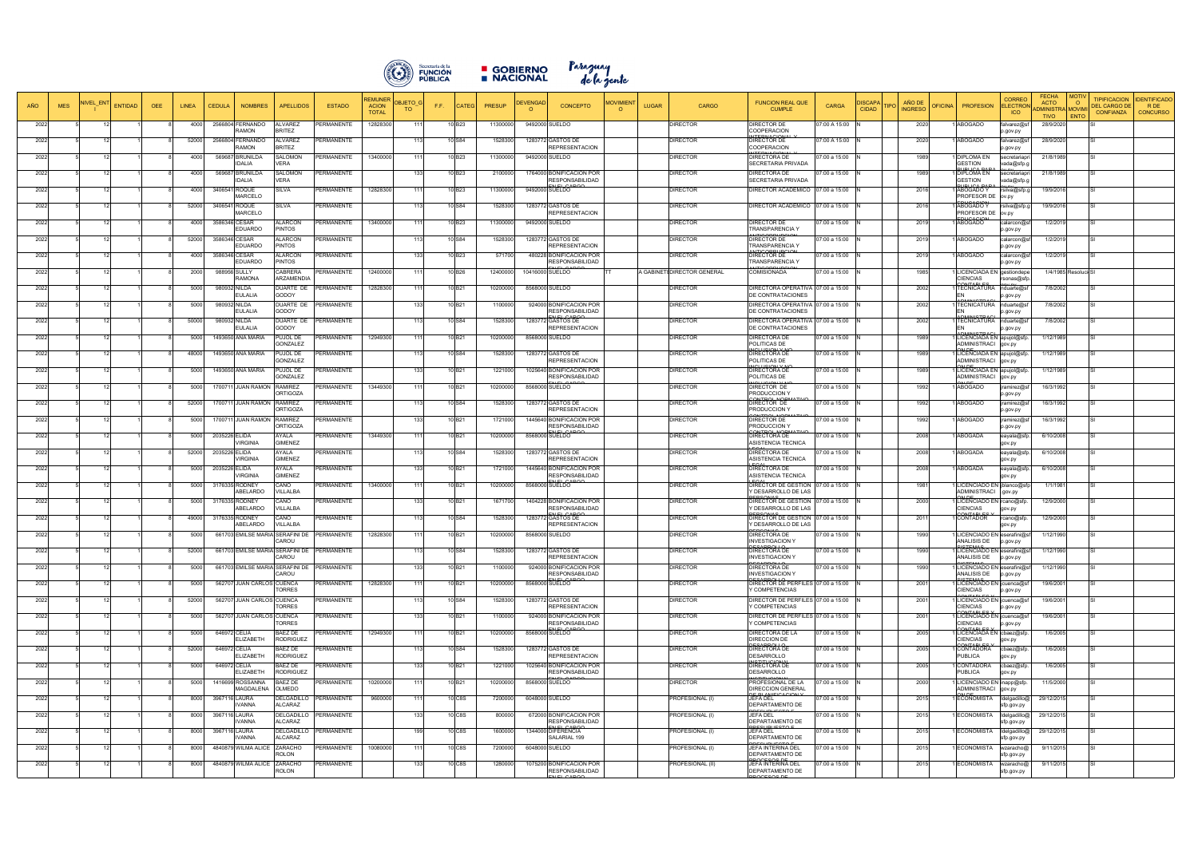| AÑO | MES | NIVEL_ENT | ENTIDAD | OEE | LINEA | CEDULA | NOMBRES | APELLIDOS | ESTADO | REMUNERACION TOTAL | OBJETO_GTO | F.F. | CATEG | PRESUP | DEVENGADO | CONCEPTO | MOVIMIENTO | LUGAR | CARGO | FUNCION REAL QUE CUMPLE | CARGA | DISCAPACIDAD | TIPO | AÑO DE INGRESO | OFICINA | PROFESION | CORREO ELECTRONICO | FECHA ACTO ADMINISTRATIVO | MOTIVO MOVIMIENTO | TIPIFICACION DEL CARGO DE CONFIANZA | IDENTIFICADOR DE CONCURSO |
|---|---|---|---|---|---|---|---|---|---|---|---|---|---|---|---|---|---|---|---|---|---|---|---|---|---|---|---|---|---|---|---|
| 2022 | 5 | 12 | 1 | 8 | 4000 | 2566804 | FERNANDO RAMON | ALVAREZ BRITEZ | PERMANENTE | 12828300 | 111 | 10 | B23 | 11300000 | 9492000 | SUELDO | | | DIRECTOR | DIRECTOR DE COOPERACION | 07:00 A 15:00 | N | | 2020 | 1 | ABOGADO | falvarez@sfp.gov.py | 28/9/2020 | | SI | |
| 2022 | 5 | 12 | 1 | 8 | 52000 | 2566804 | FERNANDO RAMON | ALVAREZ BRITEZ | PERMANENTE | | 113 | 10 | S84 | 1528300 | 1283772 | GASTOS DE REPRESENTACION | | | DIRECTOR | DIRECTOR DE COOPERACION | 07:00 A 15:00 | N | | 2020 | 1 | ABOGADO | falvarez@sfp.gov.py | 28/9/2020 | | SI | |
| 2022 | 5 | 12 | 1 | 8 | 4000 | 569687 | BRUNILDA IDALIA | SALOMON VERA | PERMANENTE | 13400000 | 111 | 10 | B23 | 11300000 | 9492000 | SUELDO | | | DIRECTOR | DIRECTORA DE SECRETARIA PRIVADA | 07:00 a 15:00 | N | | 1989 | 1 | DIPLOMA EN GESTION | secretariaprivada@sfp.g | 21/8/1989 | | SI | |
| 2022 | 5 | 12 | 1 | 8 | 4000 | 569687 | BRUNILDA IDALIA | SALOMON VERA | PERMANENTE | | 133 | 10 | B23 | 2100000 | 1764000 | BONIFICACION POR RESPONSABILIDAD | | | DIRECTOR | DIRECTORA DE SECRETARIA PRIVADA | 07:00 a 15:00 | N | | 1989 | 1 | DIPLOMA EN GESTION | secretariaprivada@sfp.g | 21/8/1989 | | SI | |
| 2022 | 5 | 12 | 1 | 8 | 4000 | 3406541 | ROQUE MARCELO | SILVA | PERMANENTE | 12828300 | 111 | 10 | B23 | 11300000 | 9492000 | SUELDO | | | DIRECTOR | DIRECTOR ACADEMICO | 07:00 a 15:00 | N | | 2016 | 1 | ABOGADO Y PROFESOR DE | rsilva@sfp.gov.py | 19/9/2016 | | SI | |
| 2022 | 5 | 12 | 1 | 8 | 52000 | 3406541 | ROQUE MARCELO | SILVA | PERMANENTE | | 113 | 10 | S84 | 1528300 | 1283772 | GASTOS DE REPRESENTACION | | | DIRECTOR | DIRECTOR ACADEMICO | 07:00 a 15:00 | N | | 2016 | 1 | ABOGADO Y PROFESOR DE | rsilva@sfp.gov.py | 19/9/2016 | | SI | |
| 2022 | 5 | 12 | 1 | 8 | 4000 | 3586346 | CESAR EDUARDO | ALARCON PINTOS | PERMANENTE | 13400000 | 111 | 10 | B23 | 11300000 | 9492000 | SUELDO | | | DIRECTOR | DIRECTOR DE TRANSPARENCIA Y | 07:00 a 15:00 | N | | 2019 | 1 | ABOGADO | calarcon@sfp.gov.py | 1/2/2019 | | SI | |
| 2022 | 5 | 12 | 1 | 8 | 52000 | 3586346 | CESAR EDUARDO | ALARCON PINTOS | PERMANENTE | | 113 | 10 | S84 | 1528300 | 1283772 | GASTOS DE REPRESENTACION | | | DIRECTOR | DIRECTOR DE TRANSPARENCIA Y | 07:00 a 15:00 | N | | 2019 | 1 | ABOGADO | calarcon@sfp.gov.py | 1/2/2019 | | SI | |
| 2022 | 5 | 12 | 1 | 8 | 4000 | 3586346 | CESAR EDUARDO | ALARCON PINTOS | PERMANENTE | | 133 | 10 | B23 | 571700 | 480228 | BONIFICACION POR RESPONSABILIDAD | | | DIRECTOR | DIRECTOR DE TRANSPARENCIA Y | 07:00 a 15:00 | N | | 2019 | 1 | ABOGADO | calarcon@sfp.gov.py | 1/2/2019 | | SI | |
| 2022 | 5 | 12 | 1 | 8 | 2000 | 988956 | SULLY RAMONA | CABRERA ARZAMENDIA | PERMANENTE | 12400000 | 111 | 10 | B26 | 12400000 | 10416000 | SUELDO | TT | A GABINETE | DIRECTOR GENERAL | COMISIONADA | 07:00 a 15:00 | N | | 1985 | 1 | LICENCIADA EN CIENCIAS | gestiondepersonas@sfp. | 1/4/1985 | Resolución | SI | |
| 2022 | 5 | 12 | 1 | 8 | 5000 | 980932 | NILDA EULALIA | DUARTE DE GODOY | PERMANENTE | 12828300 | 111 | 10 | B21 | 10200000 | 8568000 | SUELDO | | | DIRECTOR | DIRECTORA OPERATIVA DE CONTRATACIONES | 07:00 a 15:00 | N | | 2002 | 1 | TECNICATURA EN | nduarte@sfp.gov.py | 7/8/2002 | | SI | |
| 2022 | 5 | 12 | 1 | 8 | 5000 | 980932 | NILDA EULALIA | DUARTE DE GODOY | PERMANENTE | | 133 | 10 | B21 | 1100000 | 924000 | BONIFICACION POR RESPONSABILIDAD | | | DIRECTOR | DIRECTORA OPERATIVA DE CONTRATACIONES | 07:00 a 15:00 | N | | 2002 | 1 | TECNICATURA EN | nduarte@sfp.gov.py | 7/8/2002 | | SI | |
| 2022 | 5 | 12 | 1 | 8 | 50000 | 980932 | NILDA EULALIA | DUARTE DE GODOY | PERMANENTE | | 113 | 10 | S84 | 1528300 | 1283772 | GASTOS DE REPRESENTACION | | | DIRECTOR | DIRECTORA OPERATIVA DE CONTRATACIONES | 07:00 a 15:00 | N | | 2002 | 1 | TECNICATURA EN | nduarte@sfp.gov.py | 7/8/2002 | | SI | |
| 2022 | 5 | 12 | 1 | 8 | 5000 | 1493650 | ANA MARIA | PUJOL DE GONZALEZ | PERMANENTE | 12949300 | 111 | 10 | B21 | 10200000 | 8568000 | SUELDO | | | DIRECTOR | DIRECTORA DE POLITICAS DE | 07:00 a 15:00 | N | | 1989 | 1 | LICENCIADA EN ADMINISTRACI | apujol@sfp.gov.py | 1/12/1989 | | SI | |
| 2022 | 5 | 12 | 1 | 8 | 48000 | 1493650 | ANA MARIA | PUJOL DE GONZALEZ | PERMANENTE | | 113 | 10 | S84 | 1528300 | 1283772 | GASTOS DE REPRESENTACION | | | DIRECTOR | DIRECTORA DE POLITICAS DE | 07:00 a 15:00 | N | | 1989 | 1 | LICENCIADA EN ADMINISTRACI | apujol@sfp.gov.py | 1/12/1989 | | SI | |
| 2022 | 5 | 12 | 1 | 8 | 5000 | 1493650 | ANA MARIA | PUJOL DE GONZALEZ | PERMANENTE | | 133 | 10 | B21 | 1221000 | 1025640 | BONIFICACION POR RESPONSABILIDAD | | | DIRECTOR | DIRECTORA DE POLITICAS DE | 07:00 a 15:00 | N | | 1989 | 1 | LICENCIADA EN ADMINISTRACI | apujol@sfp.gov.py | 1/12/1989 | | SI | |
| 2022 | 5 | 12 | 1 | 8 | 5000 | 1700711 | JUAN RAMON | RAMIREZ ORTIGOZA | PERMANENTE | 13449300 | 111 | 10 | B21 | 10200000 | 8568000 | SUELDO | | | DIRECTOR | DIRECTOR DE PRODUCCION Y | 07:00 a 15:00 | N | | 1992 | 1 | ABOGADO | jramirez@sfp.gov.py | 16/3/1992 | | SI | |
| 2022 | 5 | 12 | 1 | 8 | 52000 | 1700711 | JUAN RAMON | RAMIREZ ORTIGOZA | PERMANENTE | | 113 | 10 | S84 | 1528300 | 1283772 | GASTOS DE REPRESENTACION | | | DIRECTOR | DIRECTOR DE PRODUCCION Y | 07:00 a 15:00 | N | | 1992 | 1 | ABOGADO | jramirez@sfp.gov.py | 16/3/1992 | | SI | |
| 2022 | 5 | 12 | 1 | 8 | 5000 | 1700711 | JUAN RAMON | RAMIREZ ORTIGOZA | PERMANENTE | | 133 | 10 | B21 | 1721000 | 1445640 | BONIFICACION POR RESPONSABILIDAD | | | DIRECTOR | DIRECTOR DE PRODUCCION Y | 07:00 a 15:00 | N | | 1992 | 1 | ABOGADO | jramirez@sfp.gov.py | 16/3/1992 | | SI | |
| 2022 | 5 | 12 | 1 | 8 | 5000 | 2035226 | ELIDA VIRGINIA | AYALA GIMENEZ | PERMANENTE | 13449300 | 111 | 10 | B21 | 10200000 | 8568000 | SUELDO | | | DIRECTOR | DIRECTORA DE ASISTENCIA TECNICA | 07:00 a 15:00 | N | | 2008 | 1 | ABOGADA | eayala@sfp.gov.py | 6/10/2008 | | SI | |
| 2022 | 5 | 12 | 1 | 8 | 52000 | 2035226 | ELIDA VIRGINIA | AYALA GIMENEZ | PERMANENTE | | 113 | 10 | S84 | 1528300 | 1283772 | GASTOS DE REPRESENTACION | | | DIRECTOR | DIRECTORA DE ASISTENCIA TECNICA | 07:00 a 15:00 | N | | 2008 | 1 | ABOGADA | eayala@sfp.gov.py | 6/10/2008 | | SI | |
| 2022 | 5 | 12 | 1 | 8 | 5000 | 2035226 | ELIDA VIRGINIA | AYALA GIMENEZ | PERMANENTE | | 133 | 10 | B21 | 1721000 | 1445640 | BONIFICACION POR RESPONSABILIDAD | | | DIRECTOR | DIRECTORA DE ASISTENCIA TECNICA | 07:00 a 15:00 | N | | 2008 | 1 | ABOGADA | eayala@sfp.gov.py | 6/10/2008 | | SI | |
| 2022 | 5 | 12 | 1 | 8 | 5000 | 3176335 | RODNEY ABELARDO | CANO VILLALBA | PERMANENTE | 13400000 | 111 | 10 | B21 | 10200000 | 8568000 | SUELDO | | | DIRECTOR | DIRECTOR DE GESTION Y DESARROLLO DE LAS | 07:00 a 15:00 | N | | 1981 | 1 | LICENCIADO EN ADMINISTRACI | rbianco@sfp.gov.py | 1/1/1981 | | SI | |
| 2022 | 5 | 12 | 1 | 8 | 5000 | 3176335 | RODNEY ABELARDO | CANO VILLALBA | PERMANENTE | | 133 | 10 | B21 | 1671700 | 1404228 | BONIFICACION POR RESPONSABILIDAD | | | DIRECTOR | DIRECTOR DE GESTION Y DESARROLLO DE LAS | 07:00 a 15:00 | N | | 2000 | 1 | LICENCIADO EN CIENCIAS | rcano@sfp.gov.py | 12/9/2000 | | SI | |
| 2022 | 5 | 12 | 1 | 8 | 49000 | 3176335 | RODNEY ABELARDO | CANO VILLALBA | PERMANENTE | | 113 | 10 | S84 | 1528300 | 1283772 | GASTOS DE REPRESENTACION | | | DIRECTOR | DIRECTOR DE GESTION Y DESARROLLO DE LAS | 07:00 a 15:00 | N | | 2011 | 1 | CONTADOR | rcano@sfp.gov.py | 12/9/2000 | | SI | |
| 2022 | 5 | 12 | 1 | 8 | 5000 | 661703 | EMILSE MARIA | SERAFINI DE CAROU | PERMANENTE | 12828300 | 111 | 10 | B21 | 10200000 | 8568000 | SUELDO | | | DIRECTOR | DIRECTORA DE INVESTIGACION Y | 07:00 a 15:00 | N | | 1990 | 1 | LICENCIADO EN ANALISIS DE | eserafini@sfp.gov.py | 1/12/1990 | | SI | |
| 2022 | 5 | 12 | 1 | 8 | 52000 | 661703 | EMILSE MARIA | SERAFINI DE CAROU | PERMANENTE | | 113 | 10 | S84 | 1528300 | 1283772 | GASTOS DE REPRESENTACION | | | DIRECTOR | DIRECTORA DE INVESTIGACION Y | 07:00 a 15:00 | N | | 1990 | 1 | LICENCIADO EN ANALISIS DE | eserafini@sfp.gov.py | 1/12/1990 | | SI | |
| 2022 | 5 | 12 | 1 | 8 | 5000 | 661703 | EMILSE MARIA | SERAFINI DE CAROU | PERMANENTE | | 133 | 10 | B21 | 1100000 | 924000 | BONIFICACION POR RESPONSABILIDAD | | | DIRECTOR | DIRECTORA DE INVESTIGACION Y | 07:00 a 15:00 | N | | 1990 | 1 | LICENCIADO EN ANALISIS DE | eserafini@sfp.gov.py | 1/12/1990 | | SI | |
| 2022 | 5 | 12 | 1 | 8 | 5000 | 562707 | JUAN CARLOS | CUENCA TORRES | PERMANENTE | 12828300 | 111 | 10 | B21 | 10200000 | 8568000 | SUELDO | | | DIRECTOR | DIRECTOR DE PERFILES Y COMPETENCIAS | 07:00 a 15:00 | N | | 2001 | 1 | LICENCIADO EN CIENCIAS | jcuenca@sfp.gov.py | 19/6/2001 | | SI | |
| 2022 | 5 | 12 | 1 | 8 | 52000 | 562707 | JUAN CARLOS | CUENCA TORRES | PERMANENTE | | 113 | 10 | S84 | 1528300 | 1283772 | GASTOS DE REPRESENTACION | | | DIRECTOR | DIRECTOR DE PERFILES Y COMPETENCIAS | 07:00 a 15:00 | N | | 2001 | 1 | LICENCIADO EN CIENCIAS | jcuenca@sfp.gov.py | 19/6/2001 | | SI | |
| 2022 | 5 | 12 | 1 | 8 | 5000 | 562707 | JUAN CARLOS | CUENCA TORRES | PERMANENTE | | 133 | 10 | B21 | 1100000 | 924000 | BONIFICACION POR RESPONSABILIDAD | | | DIRECTOR | DIRECTOR DE PERFILES Y COMPETENCIAS | 07:00 a 15:00 | N | | 2001 | 1 | LICENCIADO EN CIENCIAS | jcuenca@sfp.gov.py | 19/6/2001 | | SI | |
| 2022 | 5 | 12 | 1 | 8 | 5000 | 646972 | CELIA ELIZABETH | BAEZ DE RODRIGUEZ | PERMANENTE | 12949300 | 111 | 10 | B21 | 10200000 | 8568000 | SUELDO | | | DIRECTOR | DIRECTORA DE LA DIRECCION DE | 07:00 a 15:00 | N | | 2005 | 1 | LICENCIADA EN CIENCIAS | cbaez@sfp.gov.py | 1/6/2005 | | SI | |
| 2022 | 5 | 12 | 1 | 8 | 52000 | 646972 | CELIA ELIZABETH | BAEZ DE RODRIGUEZ | PERMANENTE | | 113 | 10 | S84 | 1528300 | 1283772 | GASTOS DE REPRESENTACION | | | DIRECTOR | DIRECTORA DE DESARROLLO | 07:00 a 15:00 | N | | 2005 | 1 | CONTADORA PUBLICA | cbaez@sfp.gov.py | 1/6/2005 | | SI | |
| 2022 | 5 | 12 | 1 | 8 | 5000 | 646972 | CELIA ELIZABETH | BAEZ DE RODRIGUEZ | PERMANENTE | | 133 | 10 | B21 | 1221000 | 1025640 | BONIFICACION POR RESPONSABILIDAD | | | DIRECTOR | DIRECTORA DE DESARROLLO | 07:00 a 15:00 | N | | 2005 | 1 | CONTADORA PUBLICA | cbaez@sfp.gov.py | 1/6/2005 | | SI | |
| 2022 | 5 | 12 | 1 | 8 | 5000 | 1416699 | ROSSANNA MAGDALENA | BAEZ DE OLMEDO | PERMANENTE | 10200000 | 111 | 10 | B21 | 10200000 | 8568000 | SUELDO | | | DIRECTOR | PROFESIONAL DE LA DIRECCION GENERAL | 07:00 a 15:00 | N | | 2000 | 1 | LICENCIADO EN ADMINISTRACI | rnapp@sfp.gov.py | 11/5/2000 | | SI | |
| 2022 | 5 | 12 | 1 | 8 | 8000 | 3967116 | LAURA IVANNA | DELGADILLO ALCARAZ | PERMANENTE | 9600000 | 111 | 10 | C8S | 7200000 | 6048000 | SUELDO | | | PROFESIONAL (I) | JEFA DEL DEPARTAMENTO DE | 07:00 a 15:00 | N | | 2015 | 1 | ECONOMISTA | ldelgadillo@sfp.gov.py | 29/12/2015 | | SI | |
| 2022 | 5 | 12 | 1 | 8 | 8000 | 3967116 | LAURA IVANNA | DELGADILLO ALCARAZ | PERMANENTE | | 133 | 10 | C8S | 800000 | 672000 | BONIFICACION POR RESPONSABILIDAD | | | PROFESIONAL (I) | JEFA DEL DEPARTAMENTO DE | 07:00 a 15:00 | N | | 2015 | 1 | ECONOMISTA | ldelgadillo@sfp.gov.py | 29/12/2015 | | SI | |
| 2022 | 5 | 12 | 1 | 8 | 8000 | 3967116 | LAURA IVANNA | DELGADILLO ALCARAZ | PERMANENTE | | 199 | 10 | C8S | 1600000 | 1344000 | DIFERENCIA SALARIAL 199 | | | PROFESIONAL (I) | JEFA DEL DEPARTAMENTO DE | 07:00 a 15:00 | N | | 2015 | 1 | ECONOMISTA | ldelgadillo@sfp.gov.py | 29/12/2015 | | SI | |
| 2022 | 5 | 12 | 1 | 8 | 8000 | 4840879 | WILMA ALICE | ZARACHO ROLON | PERMANENTE | 10080000 | 111 | 10 | C8S | 7200000 | 6048000 | SUELDO | | | PROFESIONAL (I) | JEFA INTERINA DEL DEPARTAMENTO DE | 07:00 a 15:00 | N | | 2015 | 1 | ECONOMISTA | wzaracho@sfp.gov.py | 9/11/2015 | | SI | |
| 2022 | 5 | 12 | 1 | 8 | 8000 | 4840879 | WILMA ALICE | ZARACHO ROLON | PERMANENTE | | 133 | 10 | C8S | 1280000 | 1075200 | BONIFICACION POR RESPONSABILIDAD | | | PROFESIONAL (II) | JEFA INTERINA DEL DEPARTAMENTO DE | 07:00 a 15:00 | N | | 2015 | 1 | ECONOMISTA | wzaracho@sfp.gov.py | 9/11/2015 | | SI | |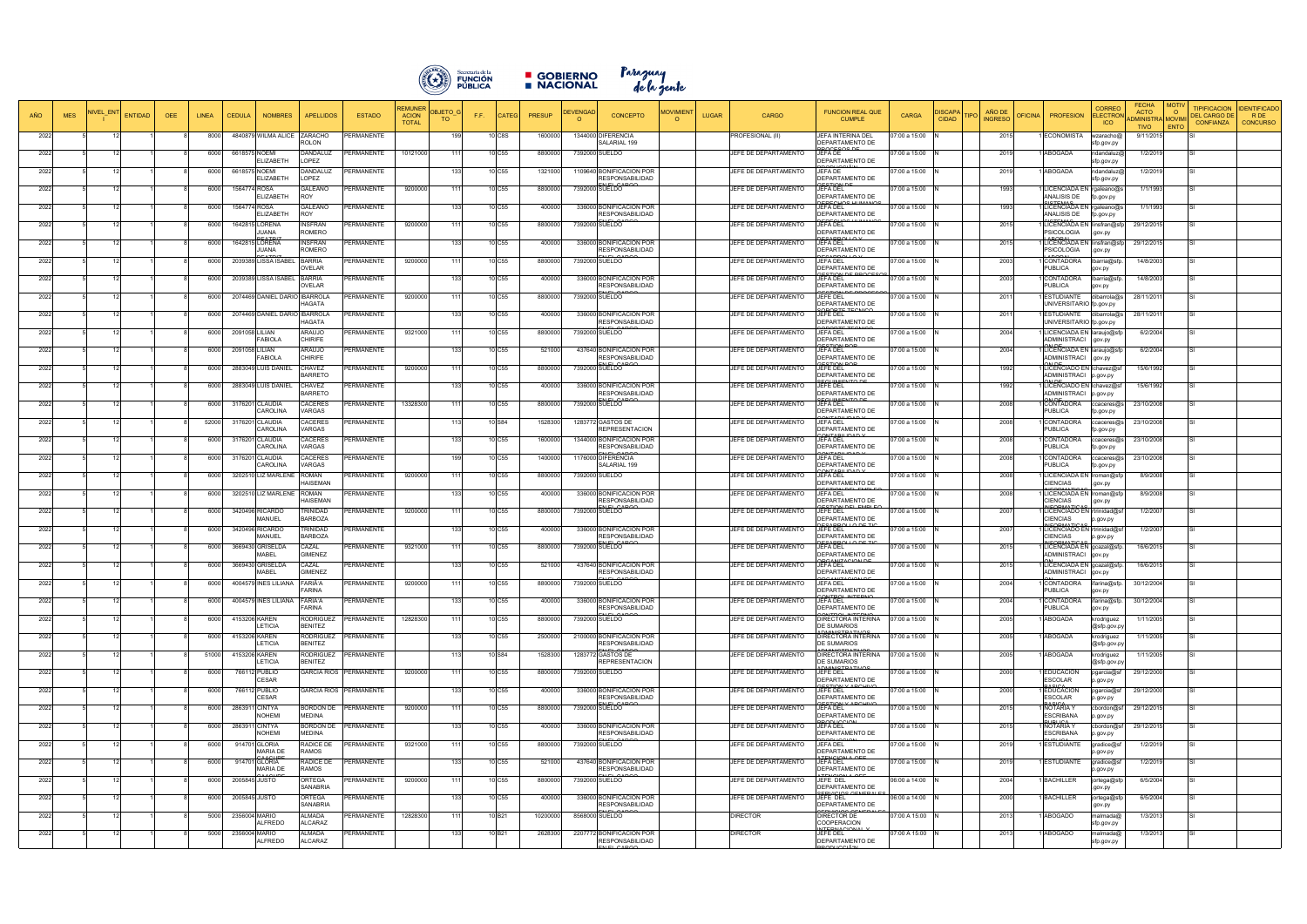| AÑO | MES | NIVEL_ENTI | ENTIDAD | OEE | LINEA | CEDULA | NOMBRES | APELLIDOS | ESTADO | REMUNERACION TOTAL | OBJETO_GTO | F.F. | CATEG | PRESUP | DEVENGADO | CONCEPTO | MOVIMIENTO | LUGAR | CARGO | FUNCION REAL QUE CUMPLE | CARGA | DISCAPACIDAD | TIPO | AÑO DE INGRESO | OFICINA | PROFESION | CORREO ELECTRONICO | FECHA ACTO ADMINISTRATIVO | MOTIVO MOVIMIENTO | TIPIFICACION DEL CARGO DE CONFIANZA | IDENTIFICADOR DE CONCURSO |
|---|---|---|---|---|---|---|---|---|---|---|---|---|---|---|---|---|---|---|---|---|---|---|---|---|---|---|---|---|---|---|---|
| 2022 | 5 | 12 | 1 | 8 | 8000 | 4840879 | WILMA ALICE | ZARACHO ROLON | PERMANENTE | | 199 | 10 | C8S | 1600000 | 1344000 | DIFERENCIA SALARIAL 199 | | | PROFESIONAL (II) | JEFA INTERINA DEL DEPARTAMENTO DE PROCESOS DE | 07:00 a 15:00 | N | | 2015 | 1 | ECONOMISTA | wzaracho@sfp.gov.py | 9/11/2015 | | SI | |
| 2022 | 5 | 12 | 1 | 8 | 6000 | 6618575 | NOEMI ELIZABETH | DANDALUZ LOPEZ | PERMANENTE | 10121000 | 111 | 10 | C55 | 8800000 | 7392000 | SUELDO | | | JEFE DE DEPARTAMENTO | JEFA DE DEPARTAMENTO DE | 07:00 a 15:00 | N | | 2019 | 1 | ABOGADA | ndandaluz@sfp.gov.py | 1/2/2019 | | SI | |
| 2022 | 5 | 12 | 1 | 8 | 6000 | 6618575 | NOEMI ELIZABETH | DANDALUZ LOPEZ | PERMANENTE | | 133 | 10 | C55 | 1321000 | 1109640 | BONIFICACION POR RESPONSABILIDAD EN EL CARGO | | | JEFE DE DEPARTAMENTO | JEFA DE DEPARTAMENTO DE GESTION DE | 07:00 a 15:00 | N | | 2019 | 1 | ABOGADA | ndandaluz@sfp.gov.py | 1/2/2019 | | SI | |
| 2022 | 5 | 12 | 1 | 8 | 6000 | 1564774 | ROSA ELIZABETH | GALEANO ROY | PERMANENTE | 9200000 | 111 | 10 | C55 | 8800000 | 7392000 | SUELDO | | | JEFE DE DEPARTAMENTO | JEFA DEL DEPARTAMENTO DE | 07:00 a 15:00 | N | | 1993 | 1 | LICENCIADA EN ANALISIS DE | rgaleano@sfp.gov.py | 1/1/1993 | | SI | |
| 2022 | 5 | 12 | 1 | 8 | 6000 | 1564774 | ROSA ELIZABETH | GALEANO ROY | PERMANENTE | | 133 | 10 | C55 | 400000 | 336000 | BONIFICACION POR RESPONSABILIDAD | | | JEFE DE DEPARTAMENTO | JEFA DEL DEPARTAMENTO DE | 07:00 a 15:00 | N | | 1993 | 1 | LICENCIADA EN ANALISIS DE | rgaleano@sfp.gov.py | 1/1/1993 | | SI | |
| 2022 | 5 | 12 | 1 | 8 | 6000 | 1642815 | LORENA JUANA | INSFRAN ROMERO | PERMANENTE | 9200000 | 111 | 10 | C55 | 8800000 | 7392000 | SUELDO | | | JEFE DE DEPARTAMENTO | JEFA DEL DEPARTAMENTO DE | 07:00 a 15:00 | N | | 2015 | 1 | LICENCIADA EN PSICOLOGIA | linsfran@sfp.gov.py | 29/12/2015 | | SI | |
| 2022 | 5 | 12 | 1 | 8 | 6000 | 1642815 | LORENA JUANA | INSFRAN ROMERO | PERMANENTE | | 133 | 10 | C55 | 400000 | 336000 | BONIFICACION POR RESPONSABILIDAD | | | JEFE DE DEPARTAMENTO | JEFA DEL DEPARTAMENTO DE | 07:00 a 15:00 | N | | 2015 | 1 | LICENCIADA EN PSICOLOGIA | linsfran@sfp.gov.py | 29/12/2015 | | SI | |
| 2022 | 5 | 12 | 1 | 8 | 6000 | 2039389 | LISSA ISABEL | BARRIA OVELAR | PERMANENTE | 9200000 | 111 | 10 | C55 | 8800000 | 7392000 | SUELDO | | | JEFE DE DEPARTAMENTO | JEFA DEL DEPARTAMENTO DE | 07:00 a 15:00 | N | | 2003 | 1 | CONTADORA PUBLICA | lbarria@sfp.gov.py | 14/8/2003 | | SI | |
| 2022 | 5 | 12 | 1 | 8 | 6000 | 2039389 | LISSA ISABEL | BARRIA OVELAR | PERMANENTE | | 133 | 10 | C55 | 400000 | 336000 | BONIFICACION POR RESPONSABILIDAD | | | JEFE DE DEPARTAMENTO | JEFA DEL DEPARTAMENTO DE | 07:00 a 15:00 | N | | 2003 | 1 | CONTADORA PUBLICA | lbarria@sfp.gov.py | 14/8/2003 | | SI | |
| 2022 | 5 | 12 | 1 | 8 | 6000 | 2074469 | DANIEL DARIO | IBARROLA HAGATA | PERMANENTE | 9200000 | 111 | 10 | C55 | 8800000 | 7392000 | SUELDO | | | JEFE DE DEPARTAMENTO | JEFE DEL DEPARTAMENTO DE | 07:00 a 15:00 | N | | 2011 | 1 | ESTUDIANTE UNIVERSITARIO | dibarrola@sfp.gov.py | 28/11/2011 | | SI | |
| 2022 | 5 | 12 | 1 | 8 | 6000 | 2074469 | DANIEL DARIO | IBARROLA HAGATA | PERMANENTE | | 133 | 10 | C55 | 400000 | 336000 | BONIFICACION POR RESPONSABILIDAD | | | JEFE DE DEPARTAMENTO | JEFE DEL DEPARTAMENTO DE | 07:00 a 15:00 | N | | 2011 | 1 | ESTUDIANTE UNIVERSITARIO | dibarrola@sfp.gov.py | 28/11/2011 | | SI | |
| 2022 | 5 | 12 | 1 | 8 | 6000 | 2091058 | LILIAN FABIOLA | ARAUJO CHIRIFE | PERMANENTE | 9321000 | 111 | 10 | C55 | 8800000 | 7392000 | SUELDO | | | JEFE DE DEPARTAMENTO | JEFA DEL DEPARTAMENTO DE | 07:00 a 15:00 | N | | 2004 | 1 | LICENCIADA EN ADMINISTRACI | laraujo@sfp.gov.py | 6/2/2004 | | SI | |
| 2022 | 5 | 12 | 1 | 8 | 6000 | 2091058 | LILIAN FABIOLA | ARAUJO CHIRIFE | PERMANENTE | | 133 | 10 | C55 | 521000 | 437640 | BONIFICACION POR RESPONSABILIDAD | | | JEFE DE DEPARTAMENTO | JEFA DEL DEPARTAMENTO DE | 07:00 a 15:00 | N | | 2004 | 1 | LICENCIADA EN ADMINISTRACI | laraujo@sfp.gov.py | 6/2/2004 | | SI | |
| 2022 | 5 | 12 | 1 | 8 | 6000 | 2883049 | LUIS DANIEL | CHAVEZ BARRETO | PERMANENTE | 9200000 | 111 | 10 | C55 | 8800000 | 7392000 | SUELDO | | | JEFE DE DEPARTAMENTO | JEFE DEL DEPARTAMENTO DE | 07:00 a 15:00 | N | | 1992 | 1 | LICENCIADO EN ADMINISTRACI | lchavez@sfp.gov.py | 15/6/1992 | | SI | |
| 2022 | 5 | 12 | 1 | 8 | 6000 | 2883049 | LUIS DANIEL | CHAVEZ BARRETO | PERMANENTE | | 133 | 10 | C55 | 400000 | 336000 | BONIFICACION POR RESPONSABILIDAD | | | JEFE DE DEPARTAMENTO | JEFE DEL DEPARTAMENTO DE | 07:00 a 15:00 | N | | 1992 | 1 | LICENCIADO EN ADMINISTRACI | lchavez@sfp.gov.py | 15/6/1992 | | SI | |
| 2022 | 5 | 12 | 1 | 8 | 6000 | 3176201 | CLAUDIA CAROLINA | CACERES VARGAS | PERMANENTE | 13328300 | 111 | 10 | C55 | 8800000 | 7392000 | SUELDO | | | JEFE DE DEPARTAMENTO | JEFA DEL DEPARTAMENTO DE | 07:00 a 15:00 | N | | 2008 | 1 | CONTADORA PUBLICA | ccaceres@sfp.gov.py | 23/10/2008 | | SI | |
| 2022 | 5 | 12 | 1 | 8 | 52000 | 3176201 | CLAUDIA CAROLINA | CACERES VARGAS | PERMANENTE | | 113 | 10 | S84 | 1528300 | 1283772 | GASTOS DE REPRESENTACION | | | JEFE DE DEPARTAMENTO | JEFA DEL DEPARTAMENTO DE | 07:00 a 15:00 | N | | 2008 | 1 | CONTADORA PUBLICA | ccaceres@sfp.gov.py | 23/10/2008 | | SI | |
| 2022 | 5 | 12 | 1 | 8 | 6000 | 3176201 | CLAUDIA CAROLINA | CACERES VARGAS | PERMANENTE | | 133 | 10 | C55 | 1600000 | 1344000 | BONIFICACION POR RESPONSABILIDAD | | | JEFE DE DEPARTAMENTO | JEFA DEL DEPARTAMENTO DE | 07:00 a 15:00 | N | | 2008 | 1 | CONTADORA PUBLICA | ccaceres@sfp.gov.py | 23/10/2008 | | SI | |
| 2022 | 5 | 12 | 1 | 8 | 6000 | 3176201 | CLAUDIA CAROLINA | CACERES VARGAS | PERMANENTE | | 199 | 10 | C55 | 1400000 | 1176000 | DIFERENCIA SALARIAL 199 | | | JEFE DE DEPARTAMENTO | JEFA DEL DEPARTAMENTO DE | 07:00 a 15:00 | N | | 2008 | 1 | CONTADORA PUBLICA | ccaceres@sfp.gov.py | 23/10/2008 | | SI | |
| 2022 | 5 | 12 | 1 | 8 | 6000 | 3202510 | LIZ MARLENE | ROMAN HAISEMAN | PERMANENTE | 9200000 | 111 | 10 | C55 | 8800000 | 7392000 | SUELDO | | | JEFE DE DEPARTAMENTO | JEFA DEL DEPARTAMENTO DE | 07:00 a 15:00 | N | | 2008 | 1 | LICENCIADA EN CIENCIAS | lroman@sfp.gov.py | 8/9/2008 | | SI | |
| 2022 | 5 | 12 | 1 | 8 | 6000 | 3202510 | LIZ MARLENE | ROMAN HAISEMAN | PERMANENTE | | 133 | 10 | C55 | 400000 | 336000 | BONIFICACION POR RESPONSABILIDAD | | | JEFE DE DEPARTAMENTO | JEFA DEL DEPARTAMENTO DE | 07:00 a 15:00 | N | | 2008 | 1 | LICENCIADA EN CIENCIAS | lroman@sfp.gov.py | 8/9/2008 | | SI | |
| 2022 | 5 | 12 | 1 | 8 | 6000 | 3420496 | RICARDO MANUEL | TRINIDAD BARBOZA | PERMANENTE | 9200000 | 111 | 10 | C55 | 8800000 | 7392000 | SUELDO | | | JEFE DE DEPARTAMENTO | JEFE DEL DEPARTAMENTO DE | 07:00 a 15:00 | N | | 2007 | 1 | LICENCIADO EN CIENCIAS | rtrinidad@sfp.gov.py | 1/2/2007 | | SI | |
| 2022 | 5 | 12 | 1 | 8 | 6000 | 3420496 | RICARDO MANUEL | TRINIDAD BARBOZA | PERMANENTE | | 133 | 10 | C55 | 400000 | 336000 | BONIFICACION POR RESPONSABILIDAD | | | JEFE DE DEPARTAMENTO | JEFE DEL DEPARTAMENTO DE | 07:00 a 15:00 | N | | 2007 | 1 | LICENCIADO EN CIENCIAS | rtrinidad@sfp.gov.py | 1/2/2007 | | SI | |
| 2022 | 5 | 12 | 1 | 8 | 6000 | 3669430 | GRISELDA MABEL | CAZAL GIMENEZ | PERMANENTE | 9321000 | 111 | 10 | C55 | 8800000 | 7392000 | SUELDO | | | JEFE DE DEPARTAMENTO | JEFA DEL DEPARTAMENTO DE | 07:00 a 15:00 | N | | 2015 | 1 | LICENCIADA EN ADMINISTRACI | gcazal@sfp.gov.py | 16/6/2015 | | SI | |
| 2022 | 5 | 12 | 1 | 8 | 6000 | 3669430 | GRISELDA MABEL | CAZAL GIMENEZ | PERMANENTE | | 133 | 10 | C55 | 521000 | 437640 | BONIFICACION POR RESPONSABILIDAD | | | JEFE DE DEPARTAMENTO | JEFA DEL DEPARTAMENTO DE | 07:00 a 15:00 | N | | 2015 | 1 | LICENCIADA EN ADMINISTRACI | gcazal@sfp.gov.py | 16/6/2015 | | SI | |
| 2022 | 5 | 12 | 1 | 8 | 6000 | 4004579 | INES LILIANA | FARIÑA FARINA | PERMANENTE | 9200000 | 111 | 10 | C55 | 8800000 | 7392000 | SUELDO | | | JEFE DE DEPARTAMENTO | JEFA DEL DEPARTAMENTO DE | 07:00 a 15:00 | N | | 2004 | 1 | CONTADORA PUBLICA | ifarina@sfp.gov.py | 30/12/2004 | | SI | |
| 2022 | 5 | 12 | 1 | 8 | 6000 | 4004579 | INES LILIANA | FARIÑA FARINA | PERMANENTE | | 133 | 10 | C55 | 400000 | 336000 | BONIFICACION POR RESPONSABILIDAD | | | JEFE DE DEPARTAMENTO | JEFA DEL DEPARTAMENTO DE | 07:00 a 15:00 | N | | 2004 | 1 | CONTADORA PUBLICA | ifarina@sfp.gov.py | 30/12/2004 | | SI | |
| 2022 | 5 | 12 | 1 | 8 | 6000 | 4153206 | KAREN LETICIA | RODRIGUEZ BENITEZ | PERMANENTE | 12828300 | 111 | 10 | C55 | 8800000 | 7392000 | SUELDO | | | JEFE DE DEPARTAMENTO | DIRECTORA INTERINA DE SUMARIOS | 07:00 a 15:00 | N | | 2005 | 1 | ABOGADA | krodriguez@sfp.gov.py | 1/11/2005 | | SI | |
| 2022 | 5 | 12 | 1 | 8 | 6000 | 4153206 | KAREN LETICIA | RODRIGUEZ BENITEZ | PERMANENTE | | 133 | 10 | C55 | 2500000 | 2100000 | BONIFICACION POR RESPONSABILIDAD | | | JEFE DE DEPARTAMENTO | DIRECTORA INTERINA DE SUMARIOS | 07:00 a 15:00 | N | | 2005 | 1 | ABOGADA | krodriguez@sfp.gov.py | 1/11/2005 | | SI | |
| 2022 | 5 | 12 | 1 | 8 | 51000 | 4153206 | KAREN LETICIA | RODRIGUEZ BENITEZ | PERMANENTE | | 113 | 10 | S84 | 1528300 | 1283772 | GASTOS DE REPRESENTACION | | | JEFE DE DEPARTAMENTO | DIRECTORA INTERINA DE SUMARIOS | 07:00 a 15:00 | N | | 2005 | 1 | ABOGADA | krodriguez@sfp.gov.py | 1/11/2005 | | SI | |
| 2022 | 5 | 12 | 1 | 8 | 6000 | 766112 | PUBLIO CESAR | GARCIA RIOS | PERMANENTE | 9200000 | 111 | 10 | C55 | 8800000 | 7392000 | SUELDO | | | JEFE DE DEPARTAMENTO | JEFE DEL DEPARTAMENTO DE | 07:00 a 15:00 | N | | 2000 | 1 | EDUCACION ESCOLAR | pgarcia@sfp.gov.py | 29/12/2000 | | SI | |
| 2022 | 5 | 12 | 1 | 8 | 6000 | 766112 | PUBLIO CESAR | GARCIA RIOS | PERMANENTE | | 133 | 10 | C55 | 400000 | 336000 | BONIFICACION POR RESPONSABILIDAD | | | JEFE DE DEPARTAMENTO | JEFE DEL DEPARTAMENTO DE | 07:00 a 15:00 | N | | 2000 | 1 | EDUCACION ESCOLAR | pgarcia@sfp.gov.py | 29/12/2000 | | SI | |
| 2022 | 5 | 12 | 1 | 8 | 6000 | 2863911 | CINTYA NOHEMI | BORDON DE MEDINA | PERMANENTE | 9200000 | 111 | 10 | C55 | 8800000 | 7392000 | SUELDO | | | JEFE DE DEPARTAMENTO | JEFA DEL DEPARTAMENTO DE | 07:00 a 15:00 | N | | 2015 | 1 | NOTARIA Y ESCRIBANA | cbordon@sfp.gov.py | 29/12/2015 | | SI | |
| 2022 | 5 | 12 | 1 | 8 | 6000 | 2863911 | CINTYA NOHEMI | BORDON DE MEDINA | PERMANENTE | | 133 | 10 | C55 | 400000 | 336000 | BONIFICACION POR RESPONSABILIDAD | | | JEFE DE DEPARTAMENTO | JEFA DEL DEPARTAMENTO DE | 07:00 a 15:00 | N | | 2015 | 1 | NOTARIA Y ESCRIBANA | cbordon@sfp.gov.py | 29/12/2015 | | SI | |
| 2022 | 5 | 12 | 1 | 8 | 6000 | 914701 | GLORIA MARIA DE | RADICE DE RAMOS | PERMANENTE | 9321000 | 111 | 10 | C55 | 8800000 | 7392000 | SUELDO | | | JEFE DE DEPARTAMENTO | JEFA DEL DEPARTAMENTO DE | 07:00 a 15:00 | N | | 2019 | 1 | ESTUDIANTE | gradice@sfp.gov.py | 1/2/2019 | | SI | |
| 2022 | 5 | 12 | 1 | 8 | 6000 | 914701 | GLORIA MARIA DE | RADICE DE RAMOS | PERMANENTE | | 133 | 10 | C55 | 521000 | 437640 | BONIFICACION POR RESPONSABILIDAD | | | JEFE DE DEPARTAMENTO | JEFA DEL DEPARTAMENTO DE | 07:00 a 15:00 | N | | 2019 | 1 | ESTUDIANTE | gradice@sfp.gov.py | 1/2/2019 | | SI | |
| 2022 | 5 | 12 | 1 | 8 | 6000 | 2005845 | JUSTO | ORTEGA SANABRIA | PERMANENTE | 9200000 | 111 | 10 | C55 | 8800000 | 7392000 | SUELDO | | | JEFE DE DEPARTAMENTO | JEFE DEL DEPARTAMENTO DE | 06:00 a 14:00 | N | | 2004 | 1 | BACHILLER | jortega@sfp.gov.py | 6/5/2004 | | SI | |
| 2022 | 5 | 12 | 1 | 8 | 6000 | 2005845 | JUSTO | ORTEGA SANABRIA | PERMANENTE | | 133 | 10 | C55 | 400000 | 336000 | BONIFICACION POR RESPONSABILIDAD | | | JEFE DE DEPARTAMENTO | JEFE DEL DEPARTAMENTO DE | 06:00 a 14:00 | N | | 2000 | 1 | BACHILLER | jortega@sfp.gov.py | 6/5/2004 | | SI | |
| 2022 | 5 | 12 | 1 | 8 | 5000 | 2356004 | MARIO ALFREDO | ALMADA ALCARAZ | PERMANENTE | 12828300 | 111 | 10 | B21 | 10200000 | 8568000 | SUELDO | | | DIRECTOR | DIRECTOR DE COOPERACION | 07:00 A 15:00 | N | | 2013 | 1 | ABOGADO | malmada@sfp.gov.py | 1/3/2013 | | SI | |
| 2022 | 5 | 12 | 1 | 8 | 5000 | 2356004 | MARIO ALFREDO | ALMADA ALCARAZ | PERMANENTE | | 133 | 10 | B21 | 2628300 | 2207772 | BONIFICACION POR RESPONSABILIDAD EN EL CARGO | | | DIRECTOR | JEFE DEL DEPARTAMENTO DE PRODUCCIÓN | 07:00 A 15:00 | N | | 2013 | 1 | ABOGADO | malmada@sfp.gov.py | 1/3/2013 | | SI | |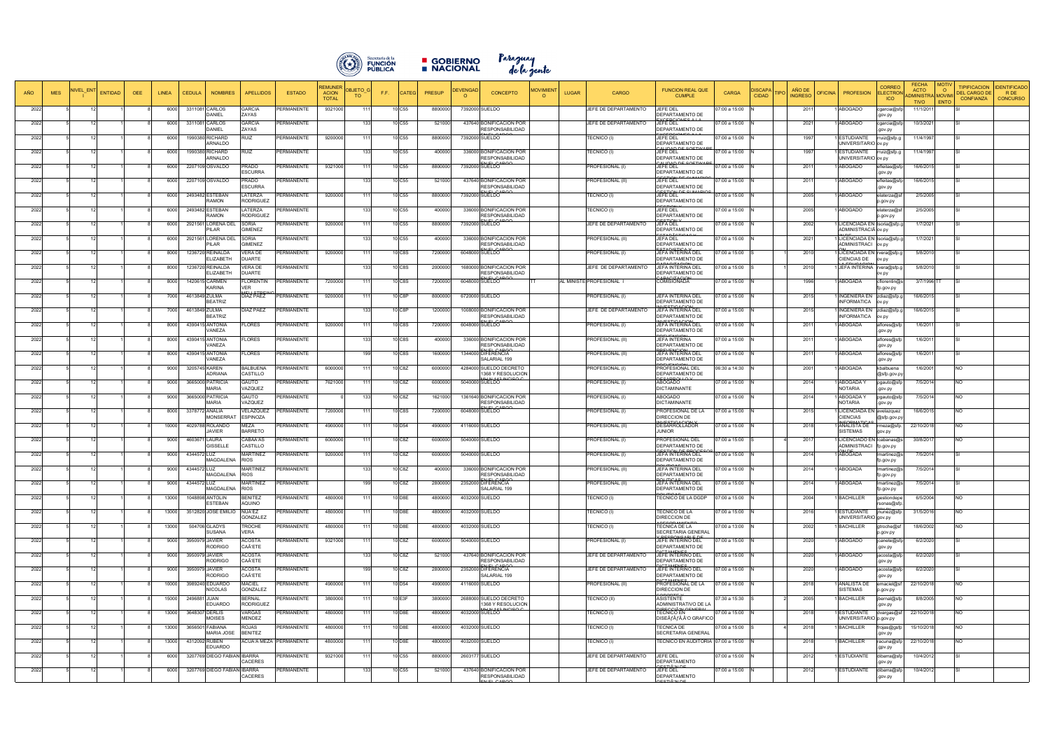| AÑO | MES | NIVEL_ENTI | ENTIDAD | OEE | LINEA | CEDULA | NOMBRES | APELLIDOS | ESTADO | REMUNERACION TOTAL | OBJETO_GTO | F.F. | CATEG | PRESUP | DEVENGADO | CONCEPTO | MOVIMIENTO | LUGAR | CARGO | FUNCION REAL QUE CUMPLE | CARGA | DISCAPACIDAD | TIPO | AÑO DE INGRESO | OFICINA | PROFESION | CORREO ELECTRONICO | FECHA ACTO ADMINISTRATIVO | MOTIVO MOVIMIENTO | TIPIFICACION DEL CARGO DE CONFIANZA | IDENTIFICADOR DE CONCURSO |
|---|---|---|---|---|---|---|---|---|---|---|---|---|---|---|---|---|---|---|---|---|---|---|---|---|---|---|---|---|---|---|---|
| 2022 | 5 | 12 | 1 | 8 | 6000 | 3311081 | CARLOS DANIEL | GARCIA ZAYAS | PERMANENTE | 9321000 | 111 | 10 | C55 | 8800000 | 7392000 | SUELDO | | | JEFE DE DEPARTAMENTO | JEFE DEL DEPARTAMENTO DE | 07:00 a 15:00 | N | | 2011 | 1 | ABOGADO | cgarcia@sfp.gov.py | 11/1/2011 | | SI | |
| 2022 | 5 | 12 | 1 | 8 | 6000 | 3311081 | CARLOS DANIEL | GARCIA ZAYAS | PERMANENTE | | 133 | 10 | C55 | 521000 | 437640 | BONIFICACION POR RESPONSABILIDAD | | | JEFE DE DEPARTAMENTO | JEFE DEL DEPARTAMENTO DE | 07:00 a 15:00 | N | | 2021 | 1 | ABOGADO | cgarcia@sfp.gov.py | 10/3/2021 | | SI | |
| 2022 | 5 | 12 | 1 | 8 | 6000 | 1990380 | RICHARD ARNALDO | RUIZ | PERMANENTE | 9200000 | 111 | 10 | C55 | 8800000 | 7392000 | SUELDO | | | TECNICO (I) | JEFE DEL DEPARTAMENTO DE | 07:00 a 15:00 | N | | 1997 | 1 | ESTUDIANTE UNIVERSITARIO | rruiz@sfp.gov.py | 11/4/1997 | | SI | |
| 2022 | 5 | 12 | 1 | 8 | 6000 | 1990380 | RICHARD ARNALDO | RUIZ | PERMANENTE | | 133 | 10 | C55 | 400000 | 336000 | BONIFICACION POR RESPONSABILIDAD | | | TECNICO (I) | JEFE DEL DEPARTAMENTO DE | 07:00 a 15:00 | N | | 1997 | 1 | ESTUDIANTE UNIVERSITARIO | rruiz@sfp.gov.py | 11/4/1997 | | SI | |
| 2022 | 5 | 12 | 1 | 8 | 6000 | 2207109 | OSVALDO | PRADO ESCURRA | PERMANENTE | 9321000 | 111 | 10 | C55 | 8800000 | 7392000 | SUELDO | | | PROFESIONAL (I) | JEFE DEL DEPARTAMENTO DE | 07:00 a 15:00 | N | | 2011 | 1 | ABOGADO | sfleitas@sfp.gov.py | 16/6/2015 | | SI | |
| 2022 | 5 | 12 | 1 | 8 | 6000 | 2207109 | OSVALDO | PRADO ESCURRA | PERMANENTE | | 133 | 10 | C55 | 521000 | 437640 | BONIFICACION POR RESPONSABILIDAD | | | PROFESIONAL (III) | JEFE DEL DEPARTAMENTO DE | 07:00 a 15:00 | N | | 2011 | 1 | ABOGADO | sfleitas@sfp.gov.py | 16/6/2015 | | SI | |
| 2022 | 5 | 12 | 1 | 8 | 6000 | 2493482 | ESTEBAN RAMON | LATERZA RODRIGUEZ | PERMANENTE | 9200000 | 111 | 10 | C55 | 8800000 | 7392000 | SUELDO | | | TECNICO (I) | JEFE DEL DEPARTAMENTO DE | 07:00 a 15:00 | N | | 2005 | 1 | ABOGADO | elaterza@sfp.gov.py | 2/5/2005 | | SI | |
| 2022 | 5 | 12 | 1 | 8 | 6000 | 2493482 | ESTEBAN RAMON | LATERZA RODRIGUEZ | PERMANENTE | | 133 | 10 | C55 | 400000 | 336000 | BONIFICACION POR RESPONSABILIDAD | | | TECNICO (I) | JEFE DEL DEPARTAMENTO DE | 07:00 a 15:00 | N | | 2005 | 1 | ABOGADO | elaterza@sfp.gov.py | 2/5/2005 | | SI | |
| 2022 | 5 | 12 | 1 | 8 | 6000 | 2921561 | LORENA DEL PILAR | SORIA GIMENEZ | PERMANENTE | 9200000 | 111 | 10 | C55 | 8800000 | 7392000 | SUELDO | | | JEFE DE DEPARTAMENTO | JEFA DEL DEPARTAMENTO DE | 07:00 a 15:00 | N | | 2002 | 1 | LICENCIADA EN ADMINISTRACIÓN | lsoria@sfp.gov.py | 1/7/2021 | | SI | |
| 2022 | 5 | 12 | 1 | 8 | 6000 | 2921561 | LORENA DEL PILAR | SORIA GIMENEZ | PERMANENTE | | 133 | 10 | C55 | 400000 | 336000 | BONIFICACION POR RESPONSABILIDAD | | | PROFESIONAL (II) | JEFA DEL DEPARTAMENTO DE | 07:00 a 15:00 | N | | 2021 | 1 | LICENCIADA EN ADMINISTRACIÓN | lsoria@sfp.gov.py | 1/7/2021 | | SI | |
| 2022 | 5 | 12 | 1 | 8 | 8000 | 1236720 | REINALDA ELIZABETH | VERA DE DUARTE | PERMANENTE | 9200000 | 111 | 10 | C8S | 7200000 | 6048000 | SUELDO | | | PROFESIONAL (I) | JEFA INTERINA DEL DEPARTAMENTO DE | 07:00 a 15:00 | S | 1 | 2010 | 1 | LICENCIADA EN CIENCIAS DE | rvera@sfp.gov.py | 5/8/2010 | | SI | |
| 2022 | 5 | 12 | 1 | 8 | 8000 | 1236720 | REINALDA ELIZABETH | VERA DE DUARTE | PERMANENTE | | 133 | 10 | C8S | 2000000 | 1680000 | BONIFICACION POR RESPONSABILIDAD | | | JEFE DE DEPARTAMENTO | JEFA INTERINA DEL DEPARTAMENTO DE | 07:00 a 15:00 | S | 1 | 2010 | 1 | JEFA INTERINA | rvera@sfp.gov.py | 5/8/2010 | | SI | |
| 2022 | 5 | 12 | 1 | 8 | 8000 | 1420615 | CARMEN KARINA | FLORENTIN VER | PERMANENTE | 7200000 | 111 | 10 | C8S | 7200000 | 6048000 | SUELDO | TT | AL MINISTE | PROFESIONAL I | COMISIONADA | 07:00 a 15:00 | N | | 1996 | 1 | ABOGADA | cflorentin@sfp.gov.py | 3/7/1996 | TT | SI | |
| 2022 | 5 | 12 | 1 | 8 | 7000 | 4613849 | ZULMA BEATRIZ | DIAZ PAEZ | PERMANENTE | 9200000 | 111 | 10 | C8P | 8000000 | 6720000 | SUELDO | | | PROFESIONAL (I) | JEFA INTERINA DEL DEPARTAMENTO DE | 07:00 a 15:00 | N | | 2015 | 1 | INGENIERA EN INFORMATICA | zdiaz@sfp.gov.py | 16/6/2015 | | SI | |
| 2022 | 5 | 12 | 1 | 8 | 7000 | 4613849 | ZULMA BEATRIZ | DIAZ PAEZ | PERMANENTE | | 133 | 10 | C8P | 1200000 | 1008000 | BONIFICACION POR RESPONSABILIDAD | | | JEFE DE DEPARTAMENTO | JEFA INTERINA DEL DEPARTAMENTO DE | 07:00 a 15:00 | N | | 2015 | 1 | INGENIERA EN INFORMATICA | zdiaz@sfp.gov.py | 16/6/2015 | | SI | |
| 2022 | 5 | 12 | 1 | 8 | 8000 | 4390415 | ANTONIA VANEZA | FLORES | PERMANENTE | 9200000 | 111 | 10 | C8S | 7200000 | 6048000 | SUELDO | | | PROFESIONAL (I) | JEFA INTERINA DEL DEPARTAMENTO DE | 07:00 a 15:00 | N | | 2011 | 1 | ABOGADA | aflores@sfp.gov.py | 1/6/2011 | | SI | |
| 2022 | 5 | 12 | 1 | 8 | 8000 | 4390415 | ANTONIA VANEZA | FLORES | PERMANENTE | | 133 | 10 | C8S | 400000 | 336000 | BONIFICACION POR RESPONSABILIDAD | | | PROFESIONAL (III) | JEFA INTERINA DEPARTAMENTO DE | 07:00 a 15:00 | N | | 2011 | 1 | ABOGADA | aflores@sfp.gov.py | 1/6/2011 | | SI | |
| 2022 | 5 | 12 | 1 | 8 | 8000 | 4390415 | ANTONIA VANEZA | FLORES | PERMANENTE | | 199 | 10 | C8S | 1600000 | 1344000 | DIFERENCIA SALARIAL 199 | | | PROFESIONAL (III) | JEFA INTERINA DEL DEPARTAMENTO DE | 07:00 a 15:00 | N | | 2011 | 1 | ABOGADA | aflores@sfp.gov.py | 1/6/2011 | | SI | |
| 2022 | 5 | 12 | 1 | 8 | 9000 | 3205745 | KAREN ADRIANA | BALBUENA CASTILLO | PERMANENTE | 6000000 | 111 | 10 | C8Z | 6000000 | 4284000 | SUELDO DECRETO 1368 Y RESOLUCION | | | PROFESIONAL (I) | PROFESIONAL DEL DEPARTAMENTO DE | 06:30 a 14:30 | N | | 2001 | 1 | ABOGADA | kbalbuena@sfp.gov.py | 1/6/2001 | | NO | |
| 2022 | 5 | 12 | 1 | 8 | 9000 | 3665000 | PATRICIA MARIA | GAUTO VAZQUEZ | PERMANENTE | 7621000 | 111 | 10 | C8Z | 6000000 | 5040000 | SUELDO | | | PROFESIONAL (I) | ABOGADO DICTAMINANTE | 07:00 a 15:00 | N | | 2014 | 1 | ABOGADA Y NOTARIA | pgauto@sfp.gov.py | 7/5/2014 | | NO | |
| 2022 | 5 | 12 | 1 | 8 | 9000 | 3665000 | PATRICIA MARIA | GAUTO VAZQUEZ | PERMANENTE | 0 | 133 | 10 | C8Z | 1621000 | 1361640 | BONIFICACION POR RESPONSABILIDAD | | | PROFESIONAL (I) | ABOGADO DICTAMINANTE | 07:00 a 15:00 | N | | 2014 | 1 | ABOGADA Y NOTARIA | pgauto@sfp.gov.py | 7/5/2014 | | NO | |
| 2022 | 5 | 12 | 1 | 8 | 8000 | 3378772 | ANALIA MONSERRAT | VELAZQUEZ ESPINOZA | PERMANENTE | 7200000 | 111 | 10 | C8S | 7200000 | 6048000 | SUELDO | | | PROFESIONAL (I) | PROFESIONAL DE LA DIRECCION DE | 07:00 a 15:00 | N | | 2015 | 1 | LICENCIADA EN CIENCIAS | avelazquez@sfp.gov.py | 16/6/2015 | | NO | |
| 2022 | 5 | 12 | 1 | 8 | 10000 | 4029788 | ROLANDO JAVIER | MEZA BARRETO | PERMANENTE | 4900000 | 111 | 10 | D54 | 4900000 | 4116000 | SUELDO | | | PROFESIONAL (III) | DESARROLLADOR JUNIOR | 07:00 a 15:00 | N | | 2018 | 1 | ANALISTA DE SISTEMAS | rmeza@sfp.gov.py | 22/10/2018 | | NO | |
| 2022 | 5 | 12 | 1 | 8 | 9000 | 4603671 | LAURA GISSELLE | CABAÑAS CASTILLO | PERMANENTE | 6000000 | 111 | 10 | C8Z | 6000000 | 5040000 | SUELDO | | | PROFESIONAL (I) | PROFESIONAL DEL DEPARTAMENTO DE | 07:00 a 15:00 | S | 4 | 2017 | 1 | LICENCIADO EN ADMINISTRACI | lcabanas@sfp.gov.py | 30/8/2017 | | NO | |
| 2022 | 5 | 12 | 1 | 8 | 9000 | 4344572 | LUZ MAGDALENA | MARTINEZ RIOS | PERMANENTE | 9200000 | 111 | 10 | C8Z | 6000000 | 5040000 | SUELDO | | | PROFESIONAL (I) | JEFA INTERINA DEL DEPARTAMENTO DE | 07:00 a 15:00 | N | | 2014 | 1 | ABOGADA | lmartinez@sfp.gov.py | 7/5/2014 | | SI | |
| 2022 | 5 | 12 | 1 | 8 | 9000 | 4344572 | LUZ MAGDALENA | MARTINEZ RIOS | PERMANENTE | | 133 | 10 | C8Z | 400000 | 336000 | BONIFICACION POR RESPONSABILIDAD | | | PROFESIONAL (III) | JEFA INTERINA DEL DEPARTAMENTO DE | 07:00 a 15:00 | N | | 2014 | 1 | ABOGADA | lmartinez@sfp.gov.py | 7/5/2014 | | SI | |
| 2022 | 5 | 12 | 1 | 8 | 9000 | 4344572 | LUZ MAGDALENA | MARTINEZ RIOS | PERMANENTE | | 199 | 10 | C8Z | 2800000 | 2352000 | DIFERENCIA SALARIAL 199 | | | PROFESIONAL (III) | JEFA INTERINA DEL DEPARTAMENTO DE | 07:00 a 15:00 | N | | 2014 | 1 | ABOGADA | lmartinez@sfp.gov.py | 7/5/2014 | | SI | |
| 2022 | 5 | 12 | 1 | 8 | 13000 | 1048898 | ANTOLIN ESTEBAN | BENITEZ AQUINO | PERMANENTE | 4800000 | 111 | 10 | D8E | 4800000 | 4032000 | SUELDO | | | TECNICO (I) | TECNICO DE LA DGDP | 07:00 a 15:00 | N | | 2004 | 1 | BACHILLER | gestiondepersonas@sfp. | 6/5/2004 | | NO | |
| 2022 | 5 | 12 | 1 | 8 | 13000 | 3512820 | JOSE EMILIO | NUÑEZ GONZALEZ | PERMANENTE | 4800000 | 111 | 10 | D8E | 4800000 | 4032000 | SUELDO | | | TECNICO (I) | TECNICO DE LA DIRECCION DE | 07:00 a 15:00 | N | | 2016 | 1 | ESTUDIANTE UNIVERSITARIO | jnunez@sfp.gov.py | 31/5/2016 | | NO | |
| 2022 | 5 | 12 | 1 | 8 | 13000 | 504706 | GLADYS SUSANA | TROCHE VERA | PERMANENTE | 4800000 | 111 | 10 | D8E | 4800000 | 4032000 | SUELDO | | | TECNICO (I) | TECNICA DE LA SECRETARIA GENERAL | 07:00 a 13:00 | N | | 2002 | 1 | BACHILLER | gtroche@sfp.gov.py | 18/6/2002 | | NO | |
| 2022 | 5 | 12 | 1 | 8 | 9000 | 3950979 | JAVIER RODRIGO | ACOSTA CAÑETE | PERMANENTE | 9321000 | 111 | 10 | C8Z | 6000000 | 5040000 | SUELDO | | | PROFESIONAL (I) | JEFE INTERINO DEL DEPARTAMENTO DE | 07:00 a 15:00 | N | | 2020 | 1 | ABOGADO | jcanete@sfp.gov.py | 6/2/2020 | | SI | |
| 2022 | 5 | 12 | 1 | 8 | 9000 | 3950979 | JAVIER RODRIGO | ACOSTA CAÑETE | PERMANENTE | | 133 | 10 | C8Z | 521000 | 437640 | BONIFICACION POR RESPONSABILIDAD | | | JEFE DE DEPARTAMENTO | JEFE INTERINO DEL DEPARTAMENTO DE | 07:00 a 15:00 | N | | 2020 | 1 | ABOGADO | jacosta@sfp.gov.py | 6/2/2020 | | SI | |
| 2022 | 5 | 12 | 1 | 8 | 9000 | 3950979 | JAVIER RODRIGO | ACOSTA CAÑETE | PERMANENTE | | 199 | 10 | C8Z | 2800000 | 2352000 | DIFERENCIA SALARIAL 199 | | | JEFE DE DEPARTAMENTO | JEFE INTERINO DEL DEPARTAMENTO DE | 07:00 a 15:00 | N | | 2020 | 1 | ABOGADO | jacosta@sfp.gov.py | 6/2/2020 | | SI | |
| 2022 | 5 | 12 | 1 | 8 | 10000 | 3989240 | EDUARDO NICOLAS | MACIEL GONZALEZ | PERMANENTE | 4900000 | 111 | 10 | D54 | 4900000 | 4116000 | SUELDO | | | PROFESIONAL (III) | PROFESIONAL DE LA DIRECCION DE | 07:00 a 15:00 | N | | 2018 | 1 | ANALISTA DE SISTEMAS | emaciel@sfp.gov.py | 22/10/2018 | | NO | |
| 2022 | 5 | 12 | 1 | 8 | 15000 | 2496881 | JUAN EDUARDO | BERNAL RODRIGUEZ | PERMANENTE | 3800000 | 111 | 10 | E3F | 3800000 | 2688000 | SUELDO DECRETO 1368 Y RESOLUCION | | | TECNICO (II) | ASISTENTE ADMINISTRATIVO DE LA | 07:30 a 15:30 | S | 2 | 2005 | 1 | BACHILLER | jbernal@sfp.gov.py | 8/8/2005 | | NO | |
| 2022 | 5 | 12 | 1 | 8 | 13000 | 3648307 | DERLIS MOISES | VARGAS MENDEZ | PERMANENTE | 4800000 | 111 | 10 | D8E | 4800000 | 4032000 | SUELDO | | | TECNICO (I) | TECNICO EN DISEÃƒÂ'O GRAFICO | 07:00 a 15:00 | N | | 2018 | 1 | ESTUDIANTE UNIVERSITARIO | dvargas@sfp.gov.py | 22/10/2018 | | NO | |
| 2022 | 5 | 12 | 1 | 8 | 13000 | 3656501 | FABIANA MARIA JOSE | ROJAS BENITEZ | PERMANENTE | 4800000 | 111 | 10 | D8E | 4800000 | 4032000 | SUELDO | | | TECNICO (I) | TECNICA DE SECRETARIA GENERAL | 07:00 a 15:00 | S | 4 | 2018 | 1 | BACHILLER | frojas@sfp.gov.py | 15/10/2018 | | NO | |
| 2022 | 5 | 12 | 1 | 8 | 13000 | 4312092 | RUBEN EDUARDO | ACUÑA MEZA | PERMANENTE | 4800000 | 111 | 10 | D8E | 4800000 | 4032000 | SUELDO | | | TECNICO (I) | TECNICO EN AUDITORIA | 07:00 a 15:00 | N | | 2018 | 1 | BACHILLER | racuna@sfp.gov.py | 22/10/2018 | | NO | |
| 2022 | 5 | 12 | 1 | 8 | 6000 | 3207769 | DIEGO FABIAN | IBARRA CACERES | PERMANENTE | 9321000 | 111 | 10 | C55 | 8800000 | 2603177 | SUELDO | | | JEFE DE DEPARTAMENTO | JEFE DEL DEPARTAMENTO | 07:00 a 15:00 | N | | 2012 | 1 | ESTUDIANTE | dibarra@sfp.gov.py | 10/4/2012 | | SI | |
| 2022 | 5 | 12 | 1 | 8 | 6000 | 3207769 | DIEGO FABIAN | IBARRA CACERES | PERMANENTE | | 133 | 10 | C55 | 521000 | 437640 | BONIFICACION POR RESPONSABILIDAD | | | JEFE DE DEPARTAMENTO | JEFE DEL DEPARTAMENTO | 07:00 a 15:00 | N | | 2012 | 1 | ESTUDIANTE | dibarra@sfp.gov.py | 10/4/2012 | | SI | |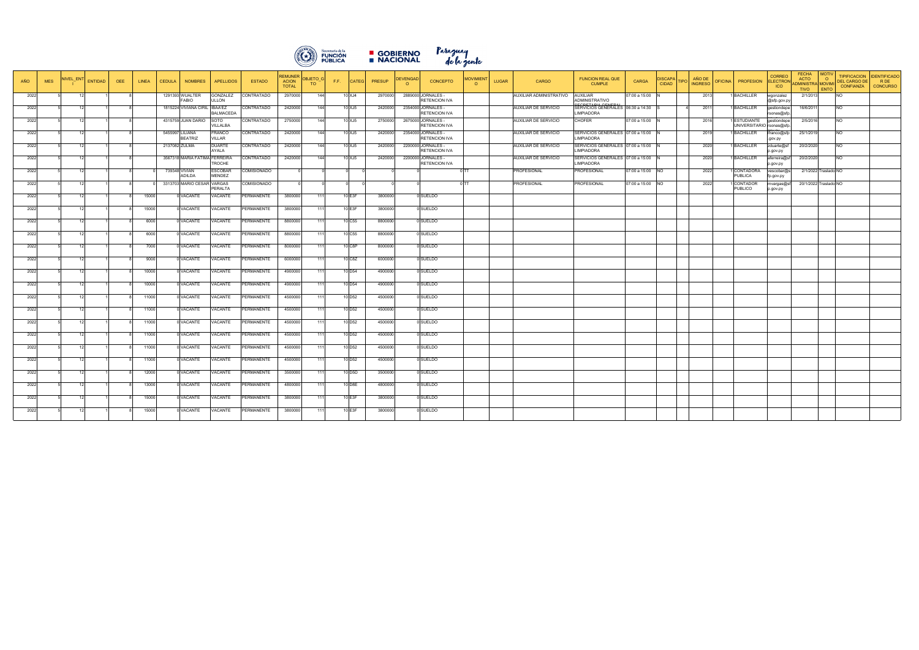| AÑO | MES | NIVEL_ENTI | ENTIDAD | OEE | LINEA | CEDULA | NOMBRES | APELLIDOS | ESTADO | REMUNERACION TOTAL | OBJETO_GTO | F.F. | CATEG | PRESUP | DEVENGADO | CONCEPTO | MOVIMIENTO | LUGAR | CARGO | FUNCION REAL QUE CUMPLE | CARGA | DISCAPACIDAD | TIPO | AÑO DE INGRESO | OFICINA | PROFESION | CORREO ELECTRONICO | FECHA ACTO ADMINISTRATIVO | MOTIVO MOVIMIENTO | TIPIFICACION DEL CARGO DE CONFIANZA | IDENTIFICADOR DE CONCURSO |
|---|---|---|---|---|---|---|---|---|---|---|---|---|---|---|---|---|---|---|---|---|---|---|---|---|---|---|---|---|---|---|---|
| 2022 | 5 | 12 | 1 | 8 | | 1291393 | WUALTER FABIO | GONZALEZ ULLON | CONTRATADO | 2970000 | 144 | 10 | XJ4 | 2970000 | 2889000 | JORNALES - RETENCION IVA | | | AUXILIAR ADMINISTRATIVO | AUXILIAR ADMINISTRATIVO | 07:00 a 15:00 | N | | 2013 | 1 | BACHILLER | wgonzalez@sfp.gov.py | 2/1/2013 | | NO | |
| 2022 | 5 | 12 | 1 | 8 | | 1815224 | VIVIANA CIRIL | IBAÑEZ BALMACEDA | CONTRATADO | 2420000 | 144 | 10 | XJ5 | 2420000 | 2354000 | JORNALES - RETENCION IVA | | | AUXILIAR DE SERVICIO | SECRETARIA GENERAL - SERVICIOS GENERALES LIMPIADORA | 06:30 a 14:30 | S | 4 | 2011 | 1 | BACHILLER | gestiondepersonas@sfp. | 16/6/2011 | | NO | |
| 2022 | 5 | 12 | 1 | 8 | | 4315759 | JUAN DARIO | SOTO VILLALBA | CONTRATADO | 2750000 | 144 | 10 | XJ5 | 2750000 | 2675000 | JORNALES - RETENCION IVA | | | AUXILIAR DE SERVICIO | CHOFER | 07:00 a 15:00 | N | | 2016 | 1 | ESTUDIANTE UNIVERSITARIO | gestiondepersonas@sfp. | 2/5/2016 | | NO | |
| 2022 | 5 | 12 | 1 | 8 | | 5455997 | LILIANA BEATRIZ | FRANCO VILLAR | CONTRATADO | 2420000 | 144 | 10 | XJ5 | 2420000 | 2354000 | JORNALES - RETENCION IVA | | | AUXILIAR DE SERVICIO | SERVICIOS GENERALES LIMPIADORA | 07:00 a 15:00 | N | | 2019 | 1 | BACHILLER | lfranco@sfp.gov.py | 25/1/2019 | | NO | |
| 2022 | 5 | 12 | 1 | 8 | | 2137082 | ZULMA | DUARTE AYALA | CONTRATADO | 2420000 | 144 | 10 | XJ5 | 2420000 | 2200000 | JORNALES - RETENCION IVA | | | AUXILIAR DE SERVICIO | SERVICIOS GENERALES LIMPIADORA | 07:00 a 15:00 | N | | 2020 | 1 | BACHILLER | zduarte@sfp.gov.py | 20/2/2020 | | NO | |
| 2022 | 5 | 12 | 1 | 8 | | 3567318 | MARIA FATIMA | FERREIRA TROCHE | CONTRATADO | 2420000 | 144 | 10 | XJ5 | 2420000 | 2200000 | JORNALES - RETENCION IVA | | | AUXILIAR DE SERVICIO | SERVICIOS GENERALES LIMPIADORA | 07:00 a 15:00 | N | | 2020 | 1 | BACHILLER | aferreira@sfp.gov.py | 20/2/2020 | | NO | |
| 2022 | 5 | 12 | 1 | 8 | 0 | 739348 | VIVIAN ADILDA | ESCOBAR MENDEZ | COMISIONADO | 0 | 0 | 0 | 0 | 0 | 0 | 0 | TT | | PROFESIONAL | PROFESIONAL | 07:00 a 15:00 | NO | | 2022 | 1 | CONTADORA PUBLICA | vescobar@sfp.gov.py | 2/1/2022 | Traslado | NO | |
| 2022 | 5 | 12 | 1 | 8 | 0 | 3313703 | MARIO CESAR | VARGAS PERALTA | COMISIONADO | 0 | 0 | 0 | 0 | 0 | 0 | 0 | TT | | PROFESIONAL | PROFESIONAL | 07:00 a 15:00 | NO | | 2022 | 1 | CONTADOR PUBLICO | mvargas@sfp.gov.py | 20/1/2022 | Traslado | NO | |
| 2022 | 5 | 12 | 1 | 8 | 15000 | 0 | VACANTE | VACANTE | PERMANENTE | 3800000 | 111 | 10 | E3F | 3800000 | 0 | SUELDO | | | | | | | | | | | | | | | |
| 2022 | 5 | 12 | 1 | 8 | 15000 | 0 | VACANTE | VACANTE | PERMANENTE | 3800000 | 111 | 10 | E3F | 3800000 | 0 | SUELDO | | | | | | | | | | | | | | | |
| 2022 | 5 | 12 | 1 | 8 | 6000 | 0 | VACANTE | VACANTE | PERMANENTE | 8800000 | 111 | 10 | C55 | 8800000 | 0 | SUELDO | | | | | | | | | | | | | | | |
| 2022 | 5 | 12 | 1 | 8 | 6000 | 0 | VACANTE | VACANTE | PERMANENTE | 8800000 | 111 | 10 | C55 | 8800000 | 0 | SUELDO | | | | | | | | | | | | | | | |
| 2022 | 5 | 12 | 1 | 8 | 7000 | 0 | VACANTE | VACANTE | PERMANENTE | 8000000 | 111 | 10 | C8P | 8000000 | 0 | SUELDO | | | | | | | | | | | | | | | |
| 2022 | 5 | 12 | 1 | 8 | 9000 | 0 | VACANTE | VACANTE | PERMANENTE | 6000000 | 111 | 10 | C8Z | 6000000 | 0 | SUELDO | | | | | | | | | | | | | | | |
| 2022 | 5 | 12 | 1 | 8 | 10000 | 0 | VACANTE | VACANTE | PERMANENTE | 4900000 | 111 | 10 | D54 | 4900000 | 0 | SUELDO | | | | | | | | | | | | | | | |
| 2022 | 5 | 12 | 1 | 8 | 10000 | 0 | VACANTE | VACANTE | PERMANENTE | 4900000 | 111 | 10 | D54 | 4900000 | 0 | SUELDO | | | | | | | | | | | | | | | |
| 2022 | 5 | 12 | 1 | 8 | 11000 | 0 | VACANTE | VACANTE | PERMANENTE | 4500000 | 111 | 10 | D52 | 4500000 | 0 | SUELDO | | | | | | | | | | | | | | | |
| 2022 | 5 | 12 | 1 | 8 | 11000 | 0 | VACANTE | VACANTE | PERMANENTE | 4500000 | 111 | 10 | D52 | 4500000 | 0 | SUELDO | | | | | | | | | | | | | | | |
| 2022 | 5 | 12 | 1 | 8 | 11000 | 0 | VACANTE | VACANTE | PERMANENTE | 4500000 | 111 | 10 | D52 | 4500000 | 0 | SUELDO | | | | | | | | | | | | | | | |
| 2022 | 5 | 12 | 1 | 8 | 11000 | 0 | VACANTE | VACANTE | PERMANENTE | 4500000 | 111 | 10 | D52 | 4500000 | 0 | SUELDO | | | | | | | | | | | | | | | |
| 2022 | 5 | 12 | 1 | 8 | 11000 | 0 | VACANTE | VACANTE | PERMANENTE | 4500000 | 111 | 10 | D52 | 4500000 | 0 | SUELDO | | | | | | | | | | | | | | | |
| 2022 | 5 | 12 | 1 | 8 | 11000 | 0 | VACANTE | VACANTE | PERMANENTE | 4500000 | 111 | 10 | D52 | 4500000 | 0 | SUELDO | | | | | | | | | | | | | | | |
| 2022 | 5 | 12 | 1 | 8 | 12000 | 0 | VACANTE | VACANTE | PERMANENTE | 3500000 | 111 | 10 | D5D | 3500000 | 0 | SUELDO | | | | | | | | | | | | | | | |
| 2022 | 5 | 12 | 1 | 8 | 13000 | 0 | VACANTE | VACANTE | PERMANENTE | 4800000 | 111 | 10 | D8E | 4800000 | 0 | SUELDO | | | | | | | | | | | | | | | |
| 2022 | 5 | 12 | 1 | 8 | 15000 | 0 | VACANTE | VACANTE | PERMANENTE | 3800000 | 111 | 10 | E3F | 3800000 | 0 | SUELDO | | | | | | | | | | | | | | | |
| 2022 | 5 | 12 | 1 | 8 | 15000 | 0 | VACANTE | VACANTE | PERMANENTE | 3800000 | 111 | 10 | E3F | 3800000 | 0 | SUELDO | | | | | | | | | | | | | | | |